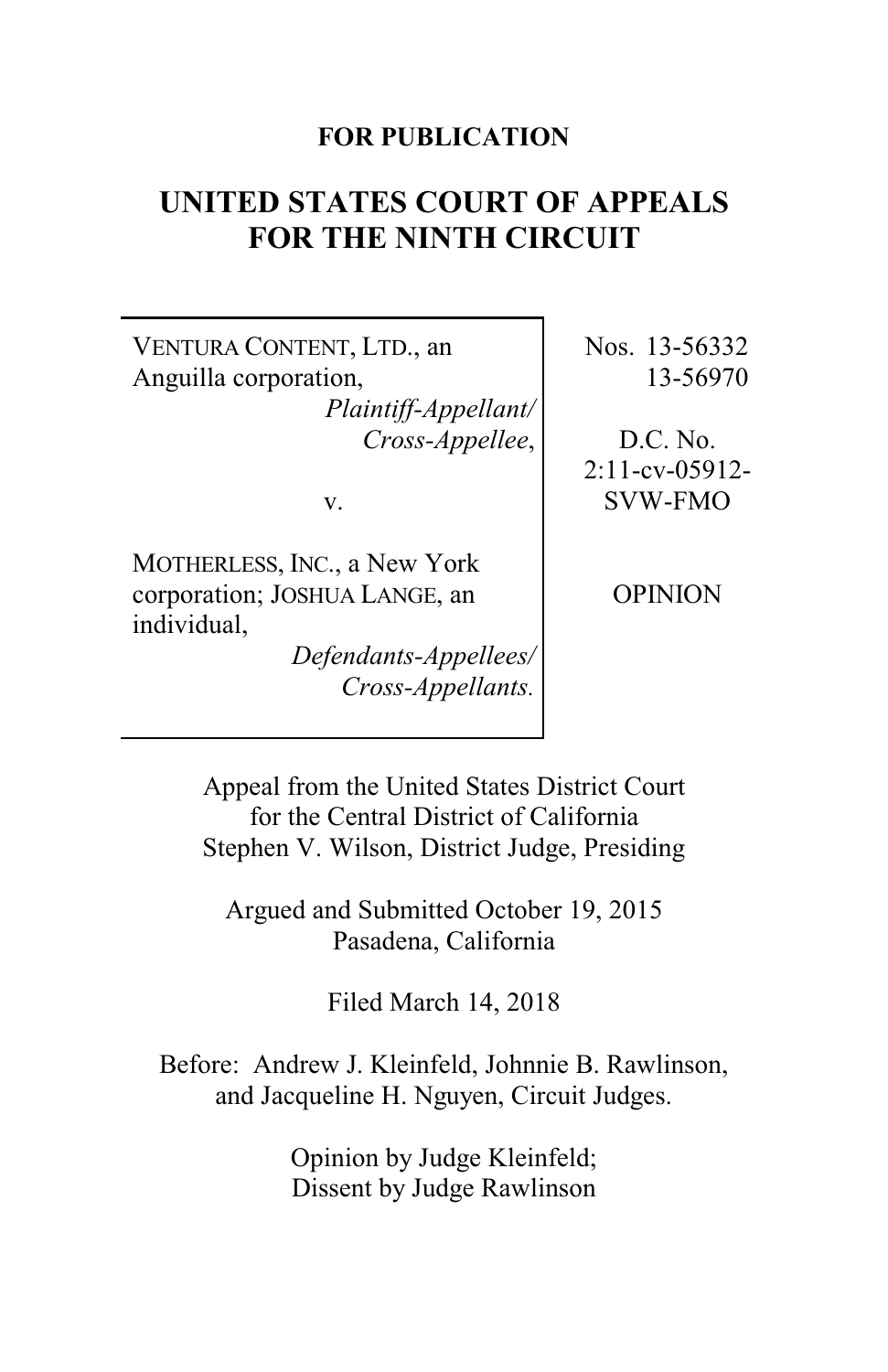**FOR PUBLICATION**

# UNITED STATES COURT OF APPEALS FOR THE NINTH CIRCUIT

| | |
|---|---|
| VENTURA CONTENT, LTD., an Anguilla corporation, *Plaintiff-Appellant/ Cross-Appellee*, v. MOTHERLESS, INC., a New York corporation; JOSHUA LANGE, an individual, *Defendants-Appellees/ Cross-Appellants.* | Nos. 13-56332 13-56970 D.C. No. 2:11-cv-05912-SVW-FMO OPINION |

Appeal from the United States District Court for the Central District of California
Stephen V. Wilson, District Judge, Presiding

Argued and Submitted October 19, 2015
Pasadena, California

Filed March 14, 2018

Before: Andrew J. Kleinfeld, Johnnie B. Rawlinson, and Jacqueline H. Nguyen, Circuit Judges.

Opinion by Judge Kleinfeld;
Dissent by Judge Rawlinson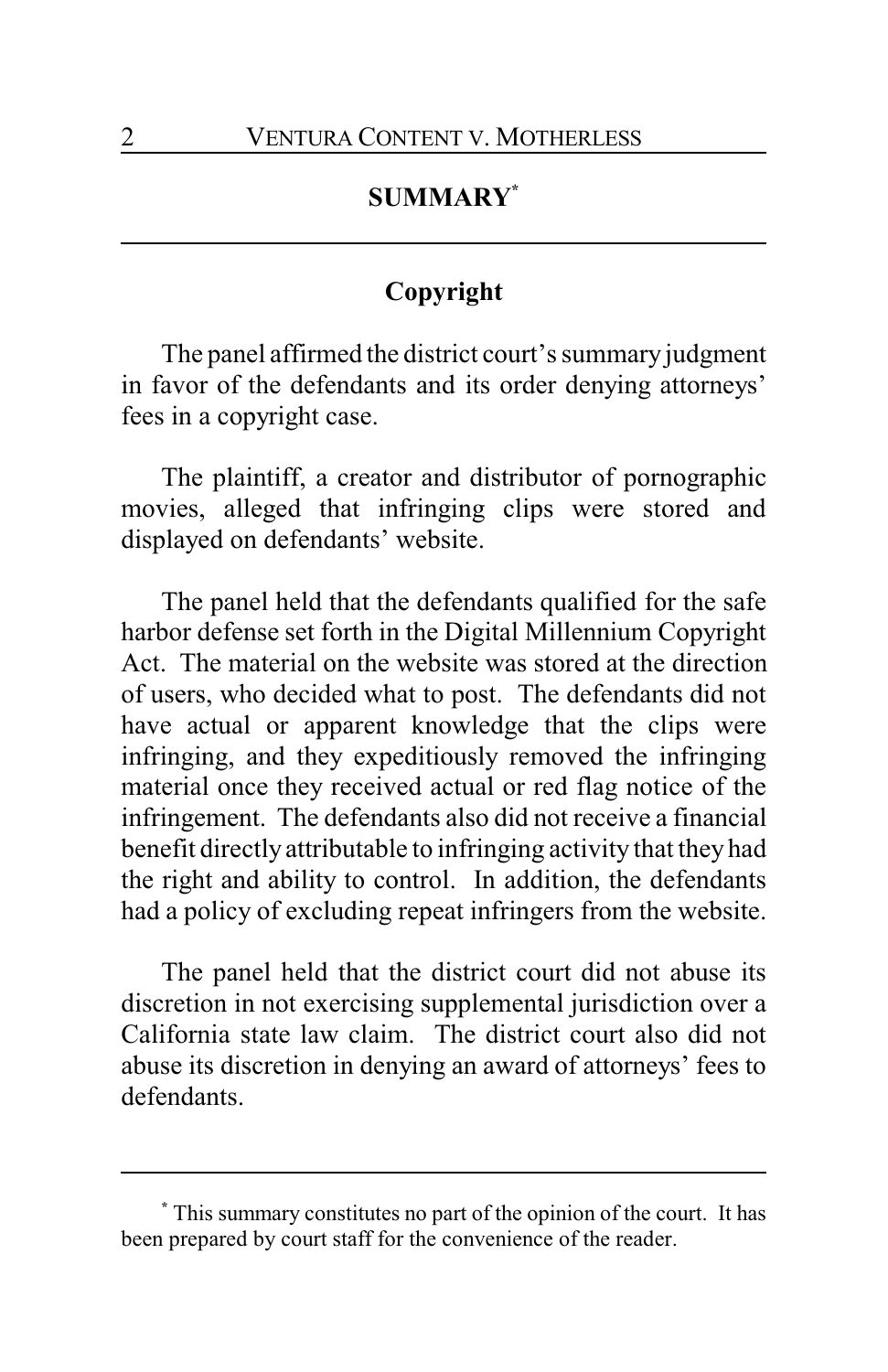## SUMMARY[*]

### Copyright

The panel affirmed the district court's summary judgment in favor of the defendants and its order denying attorneys' fees in a copyright case.

The plaintiff, a creator and distributor of pornographic movies, alleged that infringing clips were stored and displayed on defendants' website.

The panel held that the defendants qualified for the safe harbor defense set forth in the Digital Millennium Copyright Act. The material on the website was stored at the direction of users, who decided what to post. The defendants did not have actual or apparent knowledge that the clips were infringing, and they expeditiously removed the infringing material once they received actual or red flag notice of the infringement. The defendants also did not receive a financial benefit directly attributable to infringing activity that they had the right and ability to control. In addition, the defendants had a policy of excluding repeat infringers from the website.

The panel held that the district court did not abuse its discretion in not exercising supplemental jurisdiction over a California state law claim. The district court also did not abuse its discretion in denying an award of attorneys' fees to defendants.

---

[*] This summary constitutes no part of the opinion of the court. It has been prepared by court staff for the convenience of the reader.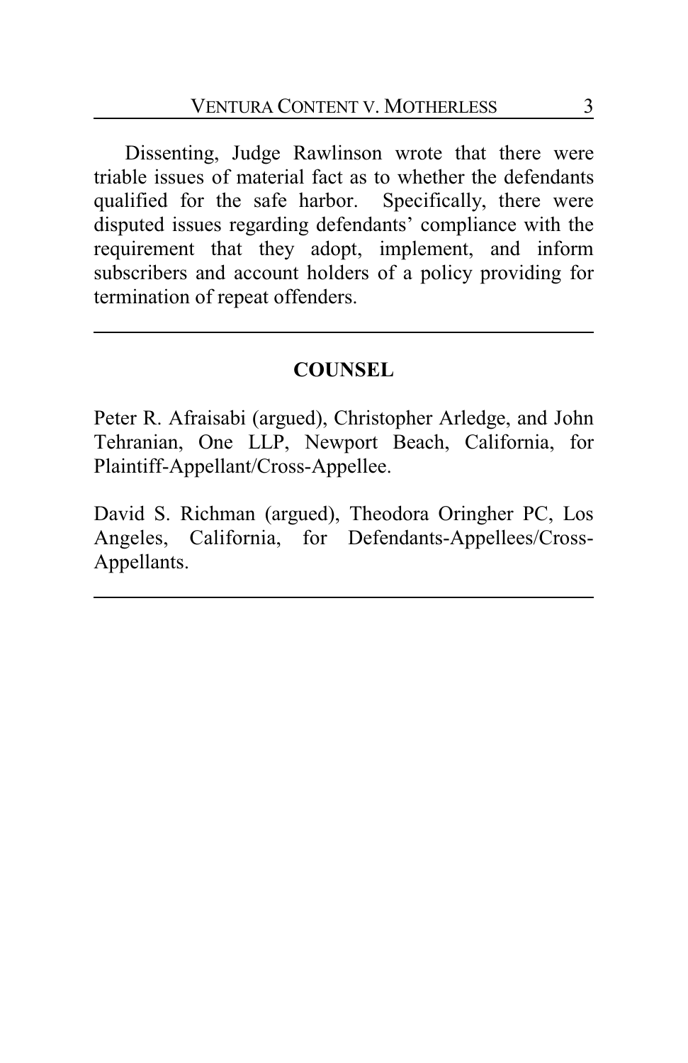Dissenting, Judge Rawlinson wrote that there were triable issues of material fact as to whether the defendants qualified for the safe harbor. Specifically, there were disputed issues regarding defendants' compliance with the requirement that they adopt, implement, and inform subscribers and account holders of a policy providing for termination of repeat offenders.

---

## COUNSEL

Peter R. Afraisabi (argued), Christopher Arledge, and John Tehranian, One LLP, Newport Beach, California, for Plaintiff-Appellant/Cross-Appellee.

David S. Richman (argued), Theodora Oringher PC, Los Angeles, California, for Defendants-Appellees/Cross-Appellants.

---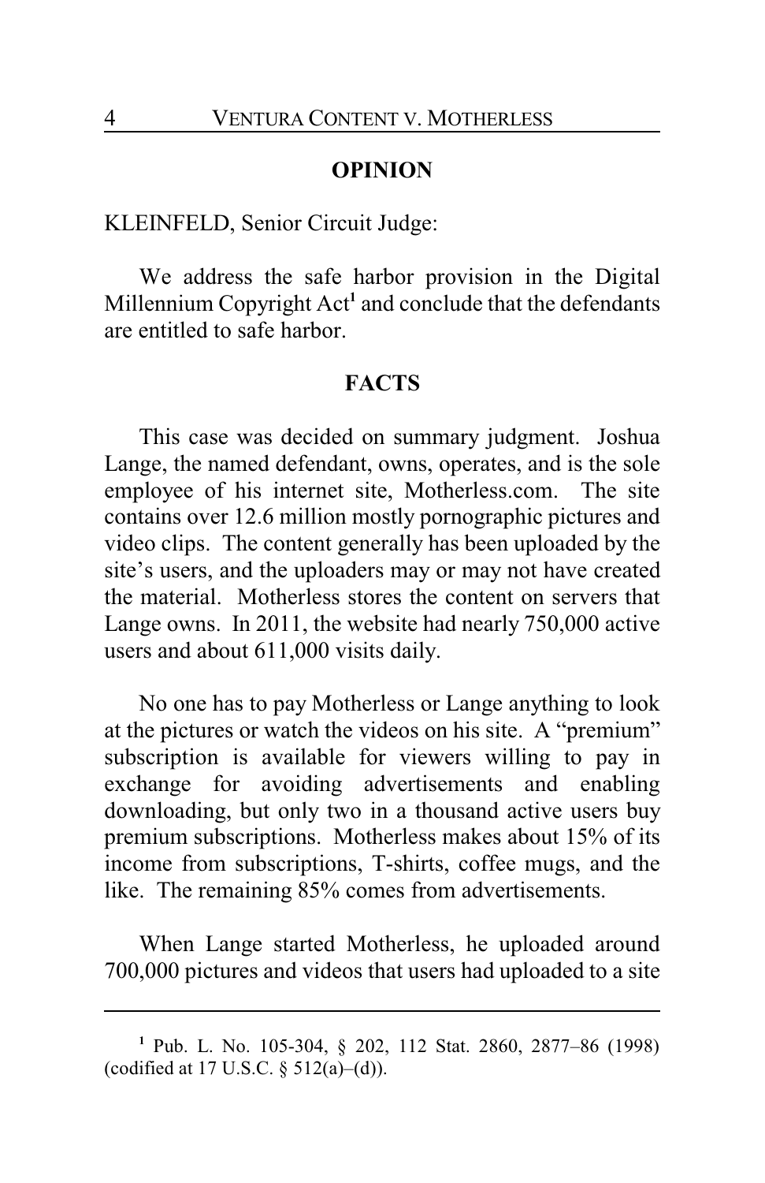## OPINION

KLEINFELD, Senior Circuit Judge:

We address the safe harbor provision in the Digital Millennium Copyright Act[1] and conclude that the defendants are entitled to safe harbor.

## FACTS

This case was decided on summary judgment. Joshua Lange, the named defendant, owns, operates, and is the sole employee of his internet site, Motherless.com. The site contains over 12.6 million mostly pornographic pictures and video clips. The content generally has been uploaded by the site's users, and the uploaders may or may not have created the material. Motherless stores the content on servers that Lange owns. In 2011, the website had nearly 750,000 active users and about 611,000 visits daily.

No one has to pay Motherless or Lange anything to look at the pictures or watch the videos on his site. A "premium" subscription is available for viewers willing to pay in exchange for avoiding advertisements and enabling downloading, but only two in a thousand active users buy premium subscriptions. Motherless makes about 15% of its income from subscriptions, T-shirts, coffee mugs, and the like. The remaining 85% comes from advertisements.

When Lange started Motherless, he uploaded around 700,000 pictures and videos that users had uploaded to a site

---

[1] Pub. L. No. 105-304, § 202, 112 Stat. 2860, 2877–86 (1998) (codified at 17 U.S.C. § 512(a)–(d)).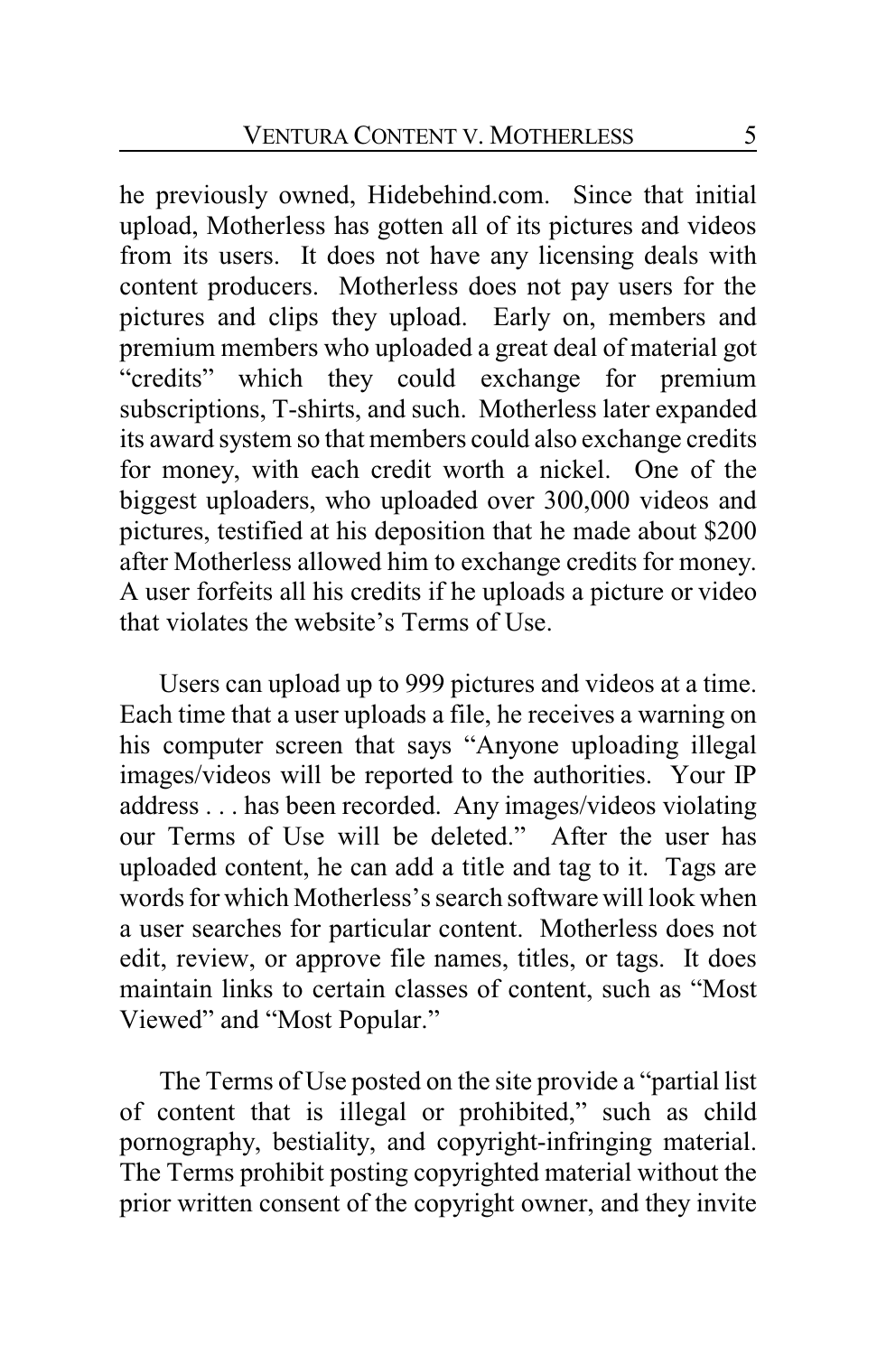he previously owned, Hidebehind.com. Since that initial upload, Motherless has gotten all of its pictures and videos from its users. It does not have any licensing deals with content producers. Motherless does not pay users for the pictures and clips they upload. Early on, members and premium members who uploaded a great deal of material got "credits" which they could exchange for premium subscriptions, T-shirts, and such. Motherless later expanded its award system so that members could also exchange credits for money, with each credit worth a nickel. One of the biggest uploaders, who uploaded over 300,000 videos and pictures, testified at his deposition that he made about $200 after Motherless allowed him to exchange credits for money. A user forfeits all his credits if he uploads a picture or video that violates the website's Terms of Use.

Users can upload up to 999 pictures and videos at a time. Each time that a user uploads a file, he receives a warning on his computer screen that says "Anyone uploading illegal images/videos will be reported to the authorities. Your IP address . . . has been recorded. Any images/videos violating our Terms of Use will be deleted." After the user has uploaded content, he can add a title and tag to it. Tags are words for which Motherless's search software will look when a user searches for particular content. Motherless does not edit, review, or approve file names, titles, or tags. It does maintain links to certain classes of content, such as "Most Viewed" and "Most Popular."

The Terms of Use posted on the site provide a "partial list of content that is illegal or prohibited," such as child pornography, bestiality, and copyright-infringing material. The Terms prohibit posting copyrighted material without the prior written consent of the copyright owner, and they invite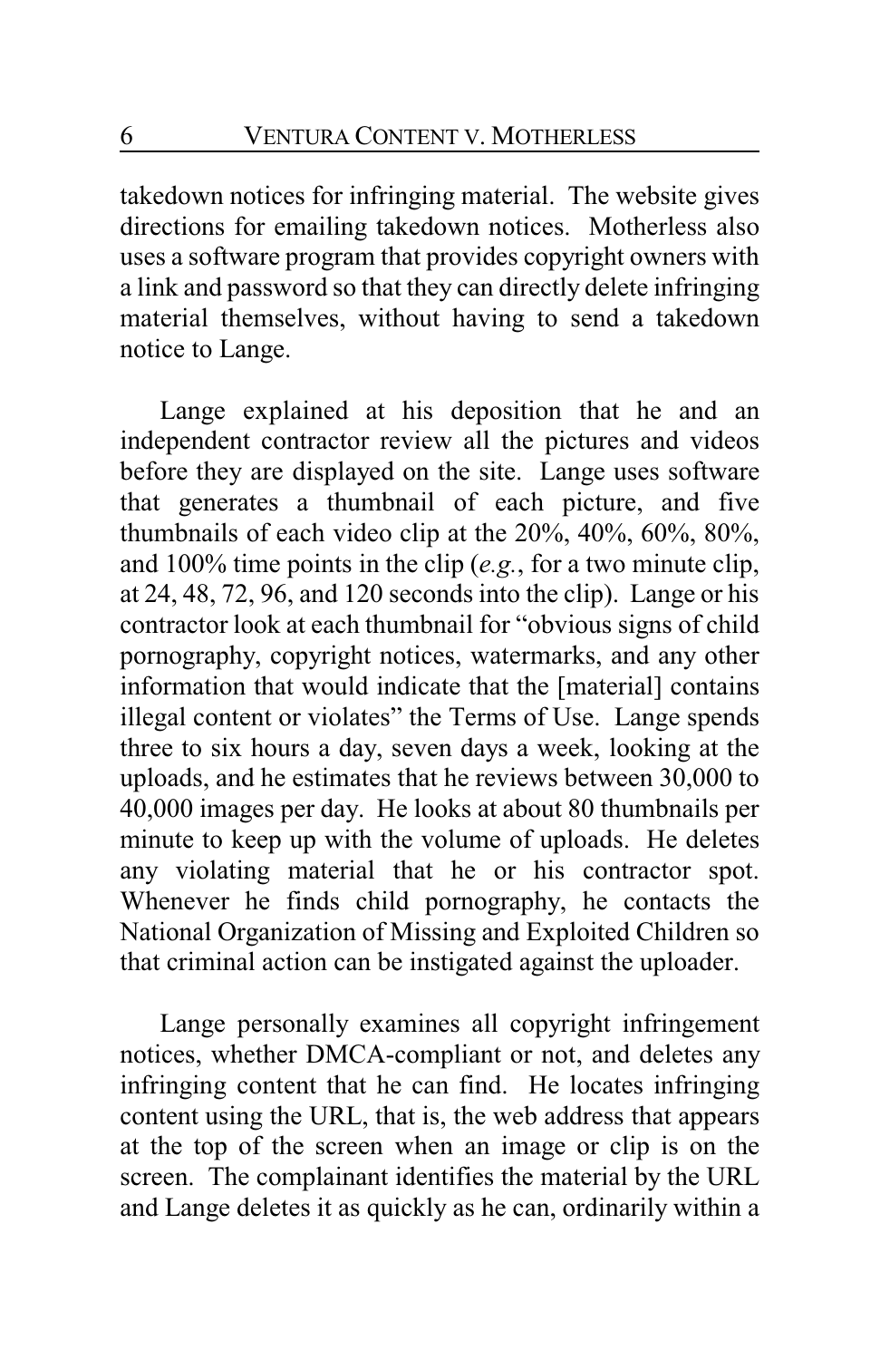takedown notices for infringing material. The website gives directions for emailing takedown notices. Motherless also uses a software program that provides copyright owners with a link and password so that they can directly delete infringing material themselves, without having to send a takedown notice to Lange.

Lange explained at his deposition that he and an independent contractor review all the pictures and videos before they are displayed on the site. Lange uses software that generates a thumbnail of each picture, and five thumbnails of each video clip at the 20%, 40%, 60%, 80%, and 100% time points in the clip (*e.g.*, for a two minute clip, at 24, 48, 72, 96, and 120 seconds into the clip). Lange or his contractor look at each thumbnail for "obvious signs of child pornography, copyright notices, watermarks, and any other information that would indicate that the [material] contains illegal content or violates" the Terms of Use. Lange spends three to six hours a day, seven days a week, looking at the uploads, and he estimates that he reviews between 30,000 to 40,000 images per day. He looks at about 80 thumbnails per minute to keep up with the volume of uploads. He deletes any violating material that he or his contractor spot. Whenever he finds child pornography, he contacts the National Organization of Missing and Exploited Children so that criminal action can be instigated against the uploader.

Lange personally examines all copyright infringement notices, whether DMCA-compliant or not, and deletes any infringing content that he can find. He locates infringing content using the URL, that is, the web address that appears at the top of the screen when an image or clip is on the screen. The complainant identifies the material by the URL and Lange deletes it as quickly as he can, ordinarily within a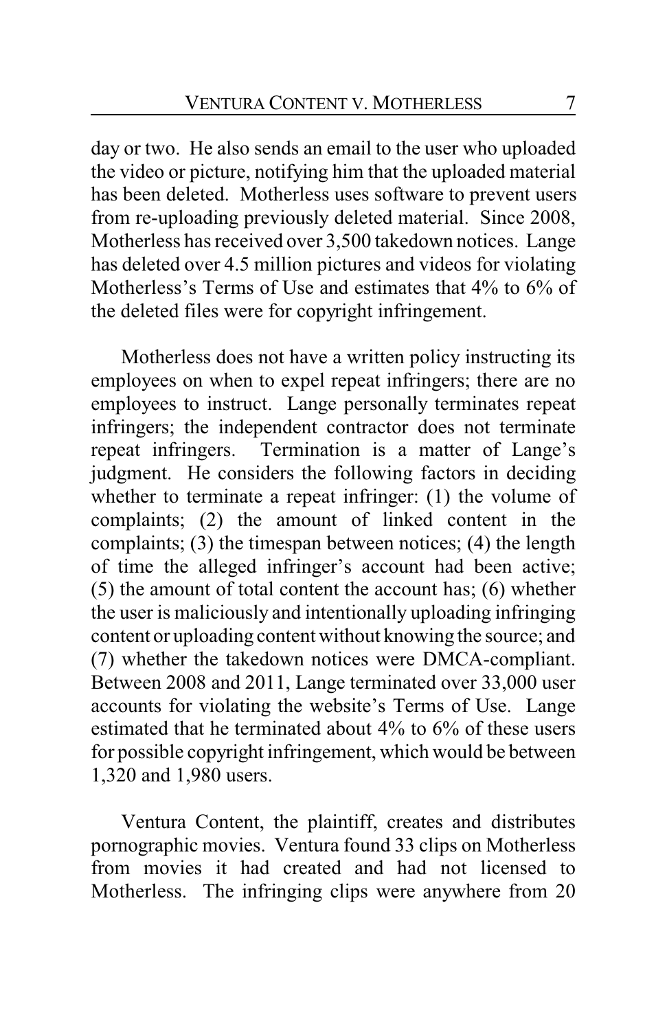day or two. He also sends an email to the user who uploaded the video or picture, notifying him that the uploaded material has been deleted. Motherless uses software to prevent users from re-uploading previously deleted material. Since 2008, Motherless has received over 3,500 takedown notices. Lange has deleted over 4.5 million pictures and videos for violating Motherless's Terms of Use and estimates that 4% to 6% of the deleted files were for copyright infringement.

Motherless does not have a written policy instructing its employees on when to expel repeat infringers; there are no employees to instruct. Lange personally terminates repeat infringers; the independent contractor does not terminate repeat infringers. Termination is a matter of Lange's judgment. He considers the following factors in deciding whether to terminate a repeat infringer: (1) the volume of complaints; (2) the amount of linked content in the complaints; (3) the timespan between notices; (4) the length of time the alleged infringer's account had been active; (5) the amount of total content the account has; (6) whether the user is maliciously and intentionally uploading infringing content or uploading content without knowing the source; and (7) whether the takedown notices were DMCA-compliant. Between 2008 and 2011, Lange terminated over 33,000 user accounts for violating the website's Terms of Use. Lange estimated that he terminated about 4% to 6% of these users for possible copyright infringement, which would be between 1,320 and 1,980 users.

Ventura Content, the plaintiff, creates and distributes pornographic movies. Ventura found 33 clips on Motherless from movies it had created and had not licensed to Motherless. The infringing clips were anywhere from 20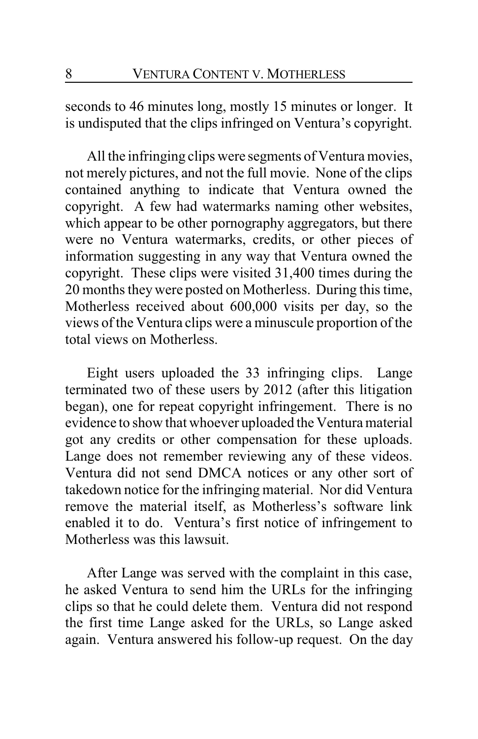seconds to 46 minutes long, mostly 15 minutes or longer. It is undisputed that the clips infringed on Ventura's copyright.

All the infringing clips were segments of Ventura movies, not merely pictures, and not the full movie. None of the clips contained anything to indicate that Ventura owned the copyright. A few had watermarks naming other websites, which appear to be other pornography aggregators, but there were no Ventura watermarks, credits, or other pieces of information suggesting in any way that Ventura owned the copyright. These clips were visited 31,400 times during the 20 months they were posted on Motherless. During this time, Motherless received about 600,000 visits per day, so the views of the Ventura clips were a minuscule proportion of the total views on Motherless.

Eight users uploaded the 33 infringing clips. Lange terminated two of these users by 2012 (after this litigation began), one for repeat copyright infringement. There is no evidence to show that whoever uploaded the Ventura material got any credits or other compensation for these uploads. Lange does not remember reviewing any of these videos. Ventura did not send DMCA notices or any other sort of takedown notice for the infringing material. Nor did Ventura remove the material itself, as Motherless's software link enabled it to do. Ventura's first notice of infringement to Motherless was this lawsuit.

After Lange was served with the complaint in this case, he asked Ventura to send him the URLs for the infringing clips so that he could delete them. Ventura did not respond the first time Lange asked for the URLs, so Lange asked again. Ventura answered his follow-up request. On the day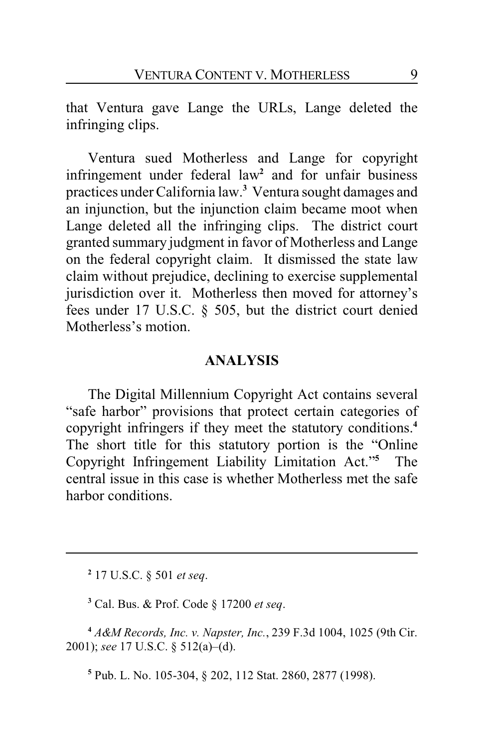that Ventura gave Lange the URLs, Lange deleted the infringing clips.

Ventura sued Motherless and Lange for copyright infringement under federal law[2] and for unfair business practices under California law.[3] Ventura sought damages and an injunction, but the injunction claim became moot when Lange deleted all the infringing clips. The district court granted summary judgment in favor of Motherless and Lange on the federal copyright claim. It dismissed the state law claim without prejudice, declining to exercise supplemental jurisdiction over it. Motherless then moved for attorney's fees under 17 U.S.C. § 505, but the district court denied Motherless's motion.

## ANALYSIS

The Digital Millennium Copyright Act contains several "safe harbor" provisions that protect certain categories of copyright infringers if they meet the statutory conditions.[4] The short title for this statutory portion is the "Online Copyright Infringement Liability Limitation Act."[5] The central issue in this case is whether Motherless met the safe harbor conditions.

---

[2] 17 U.S.C. § 501 *et seq*.

[3] Cal. Bus. & Prof. Code § 17200 *et seq*.

[4] *A&M Records, Inc. v. Napster, Inc.*, 239 F.3d 1004, 1025 (9th Cir. 2001); *see* 17 U.S.C. § 512(a)–(d).

[5] Pub. L. No. 105-304, § 202, 112 Stat. 2860, 2877 (1998).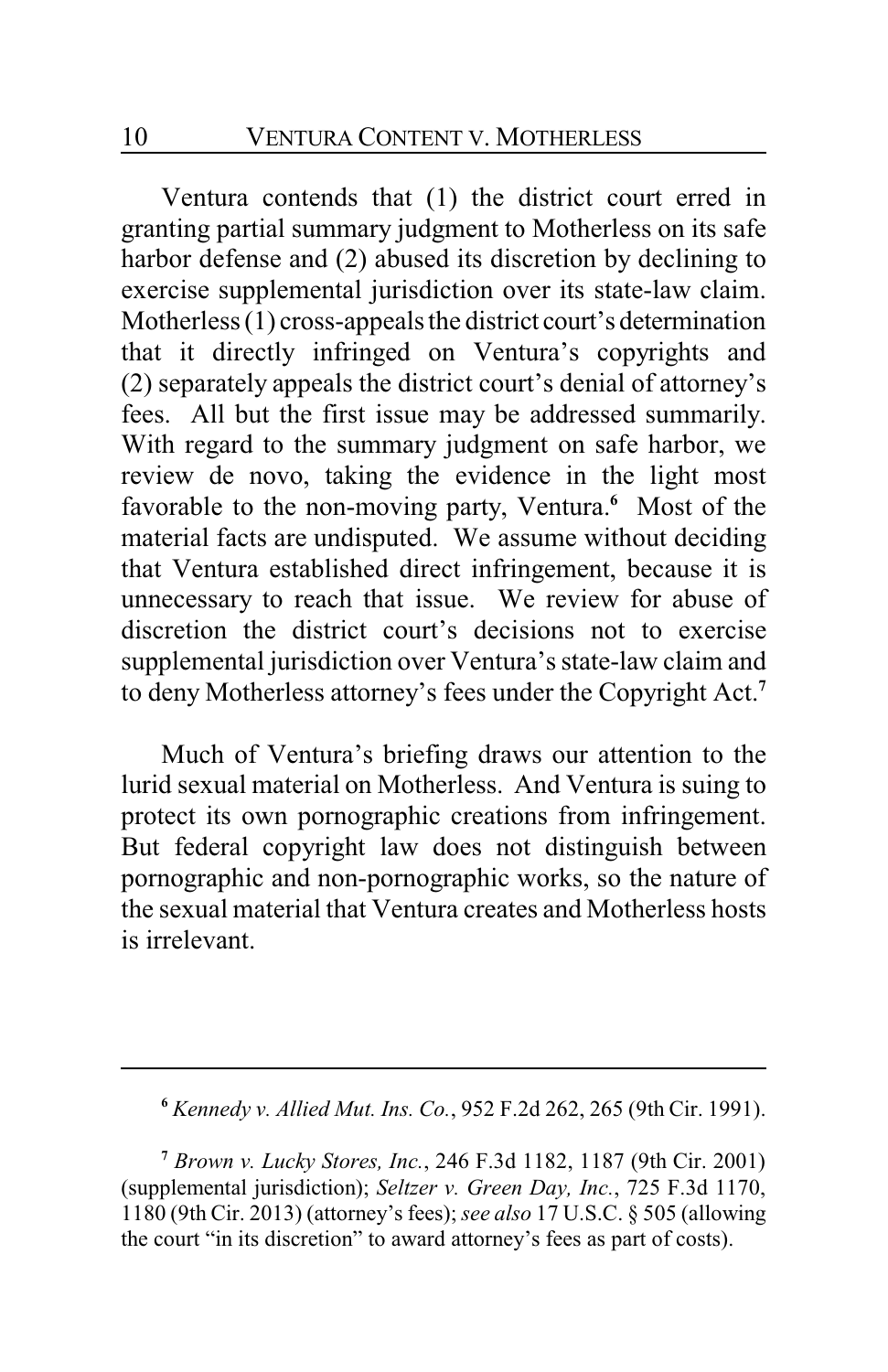Ventura contends that (1) the district court erred in granting partial summary judgment to Motherless on its safe harbor defense and (2) abused its discretion by declining to exercise supplemental jurisdiction over its state-law claim. Motherless (1) cross-appeals the district court's determination that it directly infringed on Ventura's copyrights and (2) separately appeals the district court's denial of attorney's fees. All but the first issue may be addressed summarily. With regard to the summary judgment on safe harbor, we review de novo, taking the evidence in the light most favorable to the non-moving party, Ventura.[6] Most of the material facts are undisputed. We assume without deciding that Ventura established direct infringement, because it is unnecessary to reach that issue. We review for abuse of discretion the district court's decisions not to exercise supplemental jurisdiction over Ventura's state-law claim and to deny Motherless attorney's fees under the Copyright Act.[7]

Much of Ventura's briefing draws our attention to the lurid sexual material on Motherless. And Ventura is suing to protect its own pornographic creations from infringement. But federal copyright law does not distinguish between pornographic and non-pornographic works, so the nature of the sexual material that Ventura creates and Motherless hosts is irrelevant.

---

[6] *Kennedy v. Allied Mut. Ins. Co.*, 952 F.2d 262, 265 (9th Cir. 1991).

[7] *Brown v. Lucky Stores, Inc.*, 246 F.3d 1182, 1187 (9th Cir. 2001) (supplemental jurisdiction); *Seltzer v. Green Day, Inc.*, 725 F.3d 1170, 1180 (9th Cir. 2013) (attorney's fees); *see also* 17 U.S.C. § 505 (allowing the court "in its discretion" to award attorney's fees as part of costs).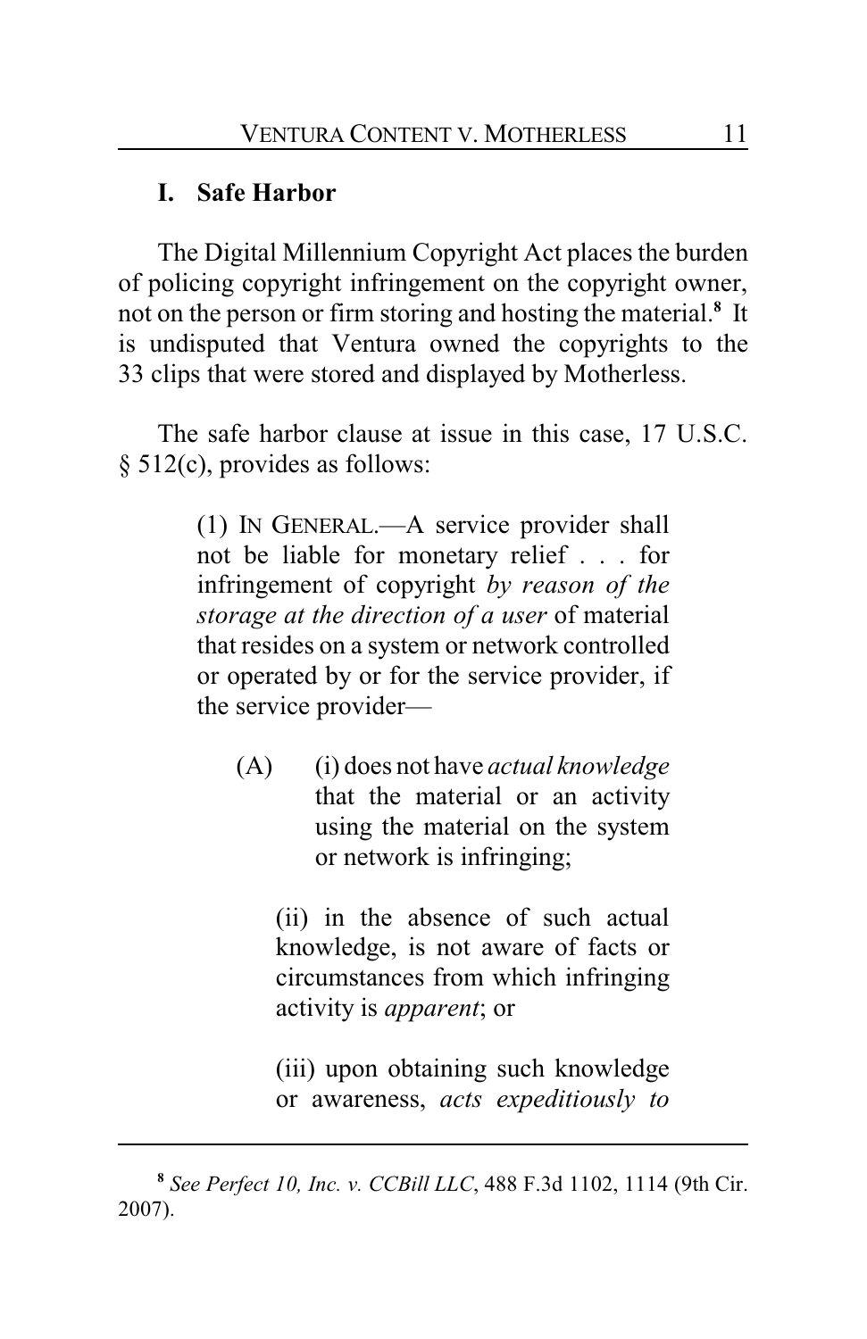## I. Safe Harbor

The Digital Millennium Copyright Act places the burden of policing copyright infringement on the copyright owner, not on the person or firm storing and hosting the material.[8] It is undisputed that Ventura owned the copyrights to the 33 clips that were stored and displayed by Motherless.

The safe harbor clause at issue in this case, 17 U.S.C. § 512(c), provides as follows:

> (1) IN GENERAL.—A service provider shall not be liable for monetary relief . . . for infringement of copyright *by reason of the storage at the direction of a user* of material that resides on a system or network controlled or operated by or for the service provider, if the service provider—
>
> (A) (i) does not have *actual knowledge* that the material or an activity using the material on the system or network is infringing;
>
> (ii) in the absence of such actual knowledge, is not aware of facts or circumstances from which infringing activity is *apparent*; or
>
> (iii) upon obtaining such knowledge or awareness, *acts expeditiously to*

---

[8] *See Perfect 10, Inc. v. CCBill LLC*, 488 F.3d 1102, 1114 (9th Cir. 2007).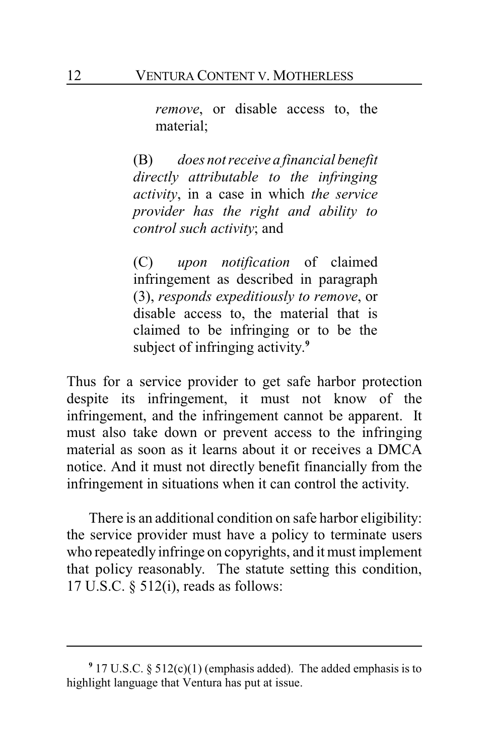> *remove*, or disable access to, the material;
>
> (B) *does not receive a financial benefit directly attributable to the infringing activity*, in a case in which *the service provider has the right and ability to control such activity*; and
>
> (C) *upon notification* of claimed infringement as described in paragraph (3), *responds expeditiously to remove*, or disable access to, the material that is claimed to be infringing or to be the subject of infringing activity.[9]

Thus for a service provider to get safe harbor protection despite its infringement, it must not know of the infringement, and the infringement cannot be apparent. It must also take down or prevent access to the infringing material as soon as it learns about it or receives a DMCA notice. And it must not directly benefit financially from the infringement in situations when it can control the activity.

There is an additional condition on safe harbor eligibility: the service provider must have a policy to terminate users who repeatedly infringe on copyrights, and it must implement that policy reasonably. The statute setting this condition, 17 U.S.C. § 512(i), reads as follows:

---

[9] 17 U.S.C. § 512(c)(1) (emphasis added). The added emphasis is to highlight language that Ventura has put at issue.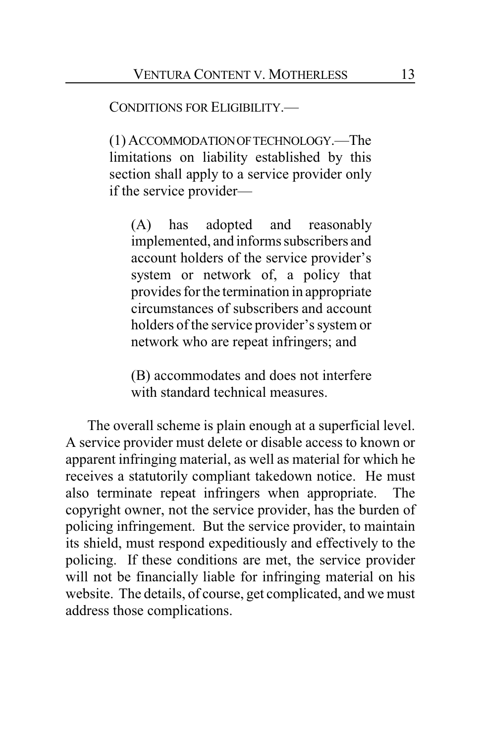CONDITIONS FOR ELIGIBILITY.—

> (1) ACCOMMODATION OF TECHNOLOGY.—The limitations on liability established by this section shall apply to a service provider only if the service provider—
>
> > (A) has adopted and reasonably implemented, and informs subscribers and account holders of the service provider's system or network of, a policy that provides for the termination in appropriate circumstances of subscribers and account holders of the service provider's system or network who are repeat infringers; and
> >
> > (B) accommodates and does not interfere with standard technical measures.

The overall scheme is plain enough at a superficial level. A service provider must delete or disable access to known or apparent infringing material, as well as material for which he receives a statutorily compliant takedown notice. He must also terminate repeat infringers when appropriate. The copyright owner, not the service provider, has the burden of policing infringement. But the service provider, to maintain its shield, must respond expeditiously and effectively to the policing. If these conditions are met, the service provider will not be financially liable for infringing material on his website. The details, of course, get complicated, and we must address those complications.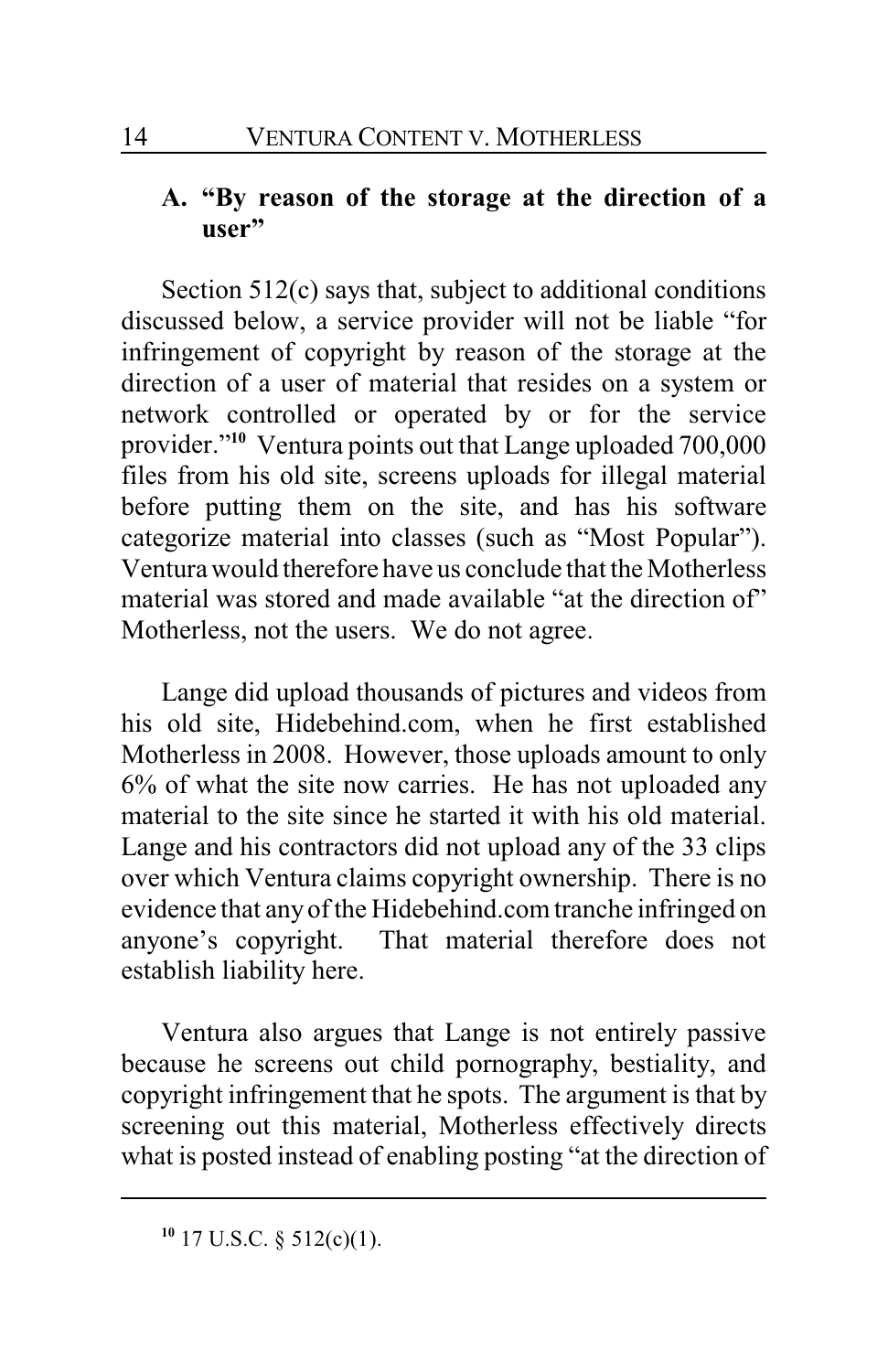### A. "By reason of the storage at the direction of a user"

Section 512(c) says that, subject to additional conditions discussed below, a service provider will not be liable "for infringement of copyright by reason of the storage at the direction of a user of material that resides on a system or network controlled or operated by or for the service provider."[10] Ventura points out that Lange uploaded 700,000 files from his old site, screens uploads for illegal material before putting them on the site, and has his software categorize material into classes (such as "Most Popular"). Ventura would therefore have us conclude that the Motherless material was stored and made available "at the direction of" Motherless, not the users. We do not agree.

Lange did upload thousands of pictures and videos from his old site, Hidebehind.com, when he first established Motherless in 2008. However, those uploads amount to only 6% of what the site now carries. He has not uploaded any material to the site since he started it with his old material. Lange and his contractors did not upload any of the 33 clips over which Ventura claims copyright ownership. There is no evidence that any of the Hidebehind.com tranche infringed on anyone's copyright. That material therefore does not establish liability here.

Ventura also argues that Lange is not entirely passive because he screens out child pornography, bestiality, and copyright infringement that he spots. The argument is that by screening out this material, Motherless effectively directs what is posted instead of enabling posting "at the direction of

---

[10] 17 U.S.C. § 512(c)(1).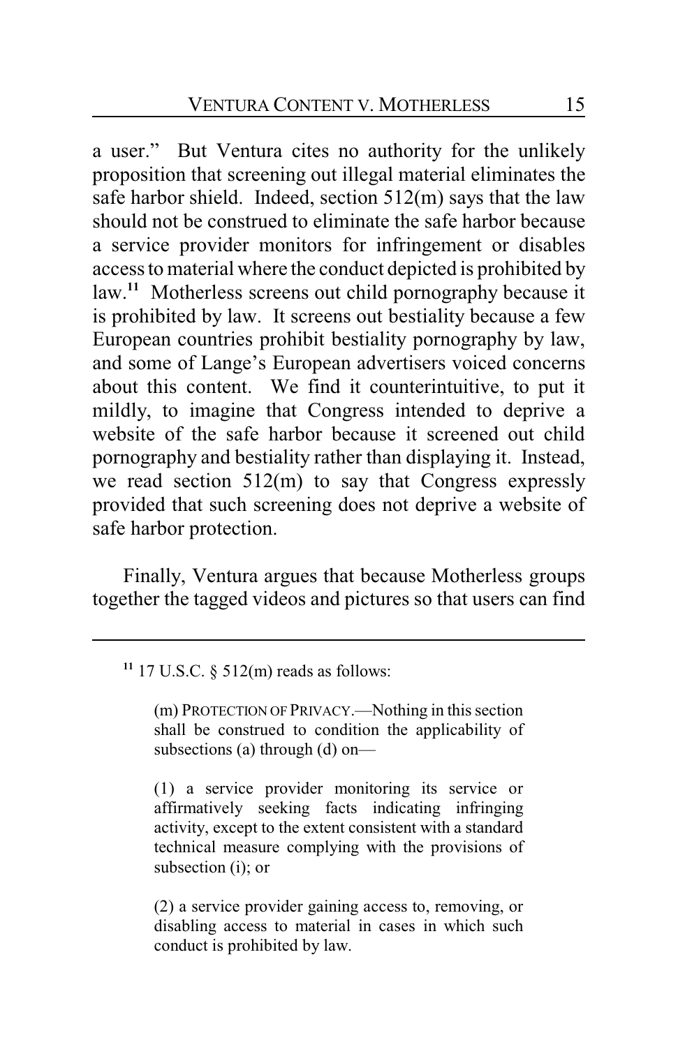a user." But Ventura cites no authority for the unlikely proposition that screening out illegal material eliminates the safe harbor shield. Indeed, section 512(m) says that the law should not be construed to eliminate the safe harbor because a service provider monitors for infringement or disables access to material where the conduct depicted is prohibited by law.[11] Motherless screens out child pornography because it is prohibited by law. It screens out bestiality because a few European countries prohibit bestiality pornography by law, and some of Lange's European advertisers voiced concerns about this content. We find it counterintuitive, to put it mildly, to imagine that Congress intended to deprive a website of the safe harbor because it screened out child pornography and bestiality rather than displaying it. Instead, we read section 512(m) to say that Congress expressly provided that such screening does not deprive a website of safe harbor protection.

Finally, Ventura argues that because Motherless groups together the tagged videos and pictures so that users can find

---

[11] 17 U.S.C. § 512(m) reads as follows:

> (m) PROTECTION OF PRIVACY.—Nothing in this section shall be construed to condition the applicability of subsections (a) through (d) on—
>
> (1) a service provider monitoring its service or affirmatively seeking facts indicating infringing activity, except to the extent consistent with a standard technical measure complying with the provisions of subsection (i); or
>
> (2) a service provider gaining access to, removing, or disabling access to material in cases in which such conduct is prohibited by law.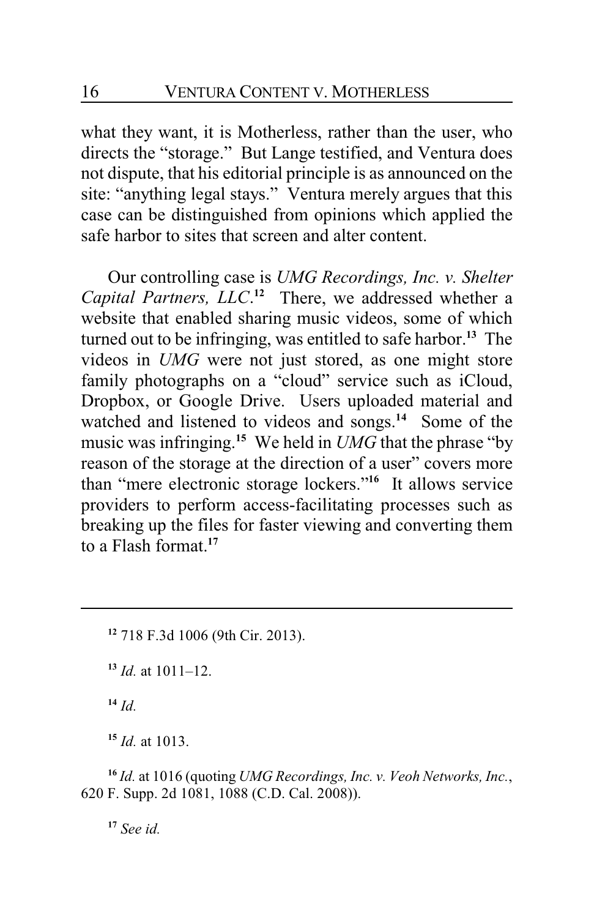what they want, it is Motherless, rather than the user, who directs the "storage." But Lange testified, and Ventura does not dispute, that his editorial principle is as announced on the site: "anything legal stays." Ventura merely argues that this case can be distinguished from opinions which applied the safe harbor to sites that screen and alter content.

Our controlling case is *UMG Recordings, Inc. v. Shelter Capital Partners, LLC*.[12] There, we addressed whether a website that enabled sharing music videos, some of which turned out to be infringing, was entitled to safe harbor.[13] The videos in *UMG* were not just stored, as one might store family photographs on a "cloud" service such as iCloud, Dropbox, or Google Drive. Users uploaded material and watched and listened to videos and songs.[14] Some of the music was infringing.[15] We held in *UMG* that the phrase "by reason of the storage at the direction of a user" covers more than "mere electronic storage lockers."[16] It allows service providers to perform access-facilitating processes such as breaking up the files for faster viewing and converting them to a Flash format.[17]

---

[12] 718 F.3d 1006 (9th Cir. 2013).

[13] *Id.* at 1011–12.

[14] *Id.*

[15] *Id.* at 1013.

[16] *Id.* at 1016 (quoting *UMG Recordings, Inc. v. Veoh Networks, Inc.*, 620 F. Supp. 2d 1081, 1088 (C.D. Cal. 2008)).

[17] *See id.*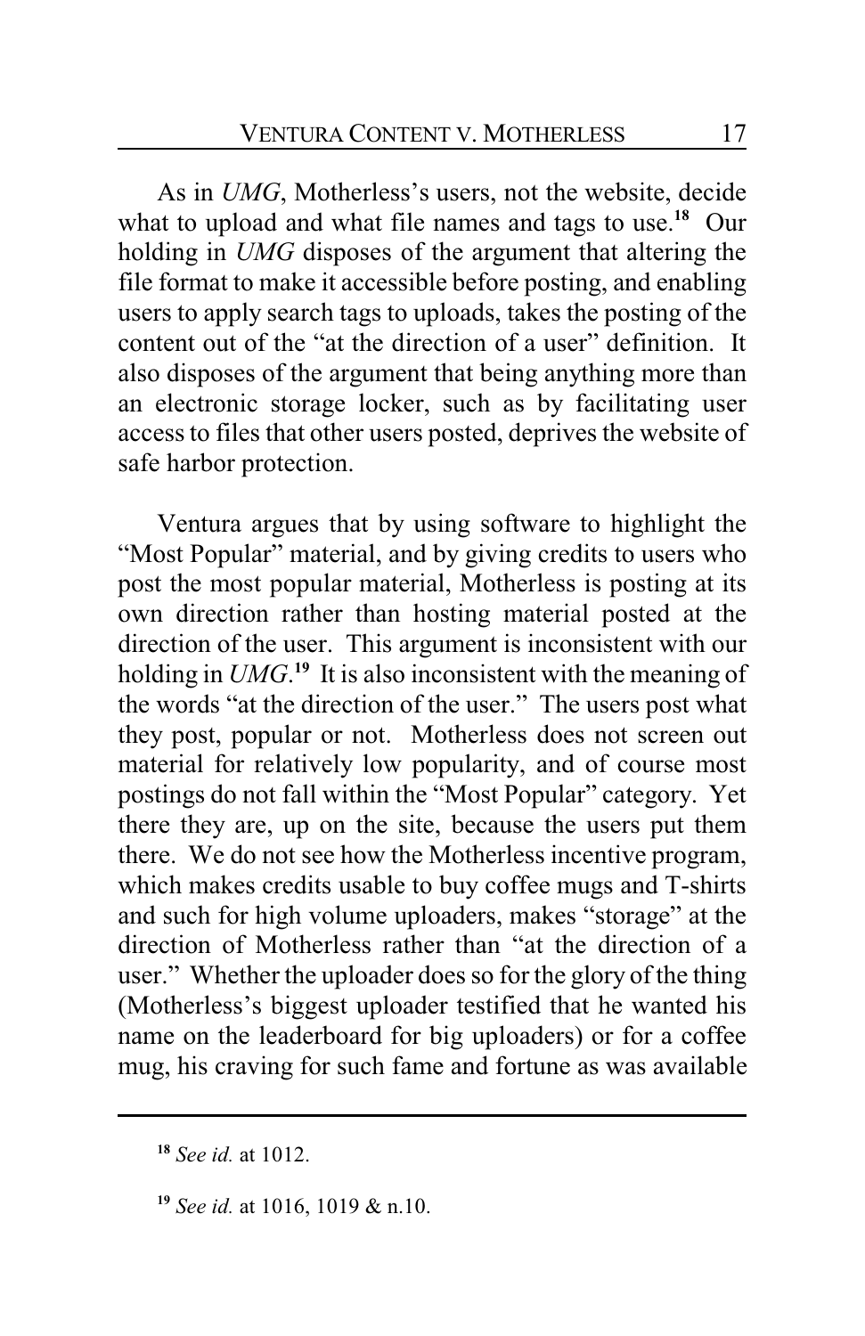As in *UMG*, Motherless's users, not the website, decide what to upload and what file names and tags to use.[18] Our holding in *UMG* disposes of the argument that altering the file format to make it accessible before posting, and enabling users to apply search tags to uploads, takes the posting of the content out of the "at the direction of a user" definition. It also disposes of the argument that being anything more than an electronic storage locker, such as by facilitating user access to files that other users posted, deprives the website of safe harbor protection.

Ventura argues that by using software to highlight the "Most Popular" material, and by giving credits to users who post the most popular material, Motherless is posting at its own direction rather than hosting material posted at the direction of the user. This argument is inconsistent with our holding in *UMG*.[19] It is also inconsistent with the meaning of the words "at the direction of the user." The users post what they post, popular or not. Motherless does not screen out material for relatively low popularity, and of course most postings do not fall within the "Most Popular" category. Yet there they are, up on the site, because the users put them there. We do not see how the Motherless incentive program, which makes credits usable to buy coffee mugs and T-shirts and such for high volume uploaders, makes "storage" at the direction of Motherless rather than "at the direction of a user." Whether the uploader does so for the glory of the thing (Motherless's biggest uploader testified that he wanted his name on the leaderboard for big uploaders) or for a coffee mug, his craving for such fame and fortune as was available

---

[18] *See id.* at 1012.

[19] *See id.* at 1016, 1019 & n.10.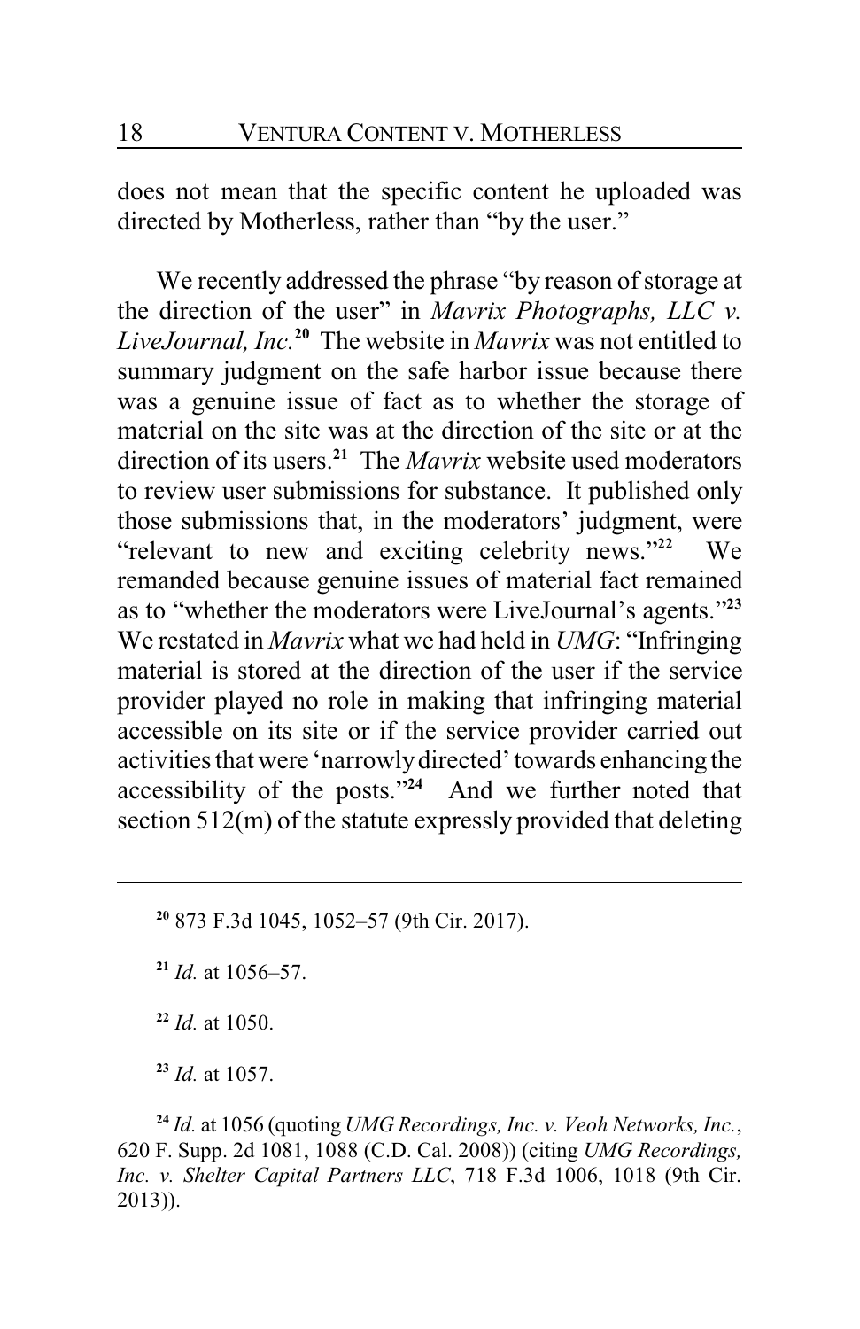does not mean that the specific content he uploaded was directed by Motherless, rather than "by the user."

We recently addressed the phrase "by reason of storage at the direction of the user" in *Mavrix Photographs, LLC v. LiveJournal, Inc.*[20] The website in *Mavrix* was not entitled to summary judgment on the safe harbor issue because there was a genuine issue of fact as to whether the storage of material on the site was at the direction of the site or at the direction of its users.[21] The *Mavrix* website used moderators to review user submissions for substance. It published only those submissions that, in the moderators' judgment, were "relevant to new and exciting celebrity news."[22] We remanded because genuine issues of material fact remained as to "whether the moderators were LiveJournal's agents."[23] We restated in *Mavrix* what we had held in *UMG*: "Infringing material is stored at the direction of the user if the service provider played no role in making that infringing material accessible on its site or if the service provider carried out activities that were 'narrowly directed' towards enhancing the accessibility of the posts."[24] And we further noted that section 512(m) of the statute expressly provided that deleting

---

[20] 873 F.3d 1045, 1052–57 (9th Cir. 2017).

[21] *Id.* at 1056–57.

[22] *Id.* at 1050.

[23] *Id.* at 1057.

[24] *Id.* at 1056 (quoting *UMG Recordings, Inc. v. Veoh Networks, Inc.*, 620 F. Supp. 2d 1081, 1088 (C.D. Cal. 2008)) (citing *UMG Recordings, Inc. v. Shelter Capital Partners LLC*, 718 F.3d 1006, 1018 (9th Cir. 2013)).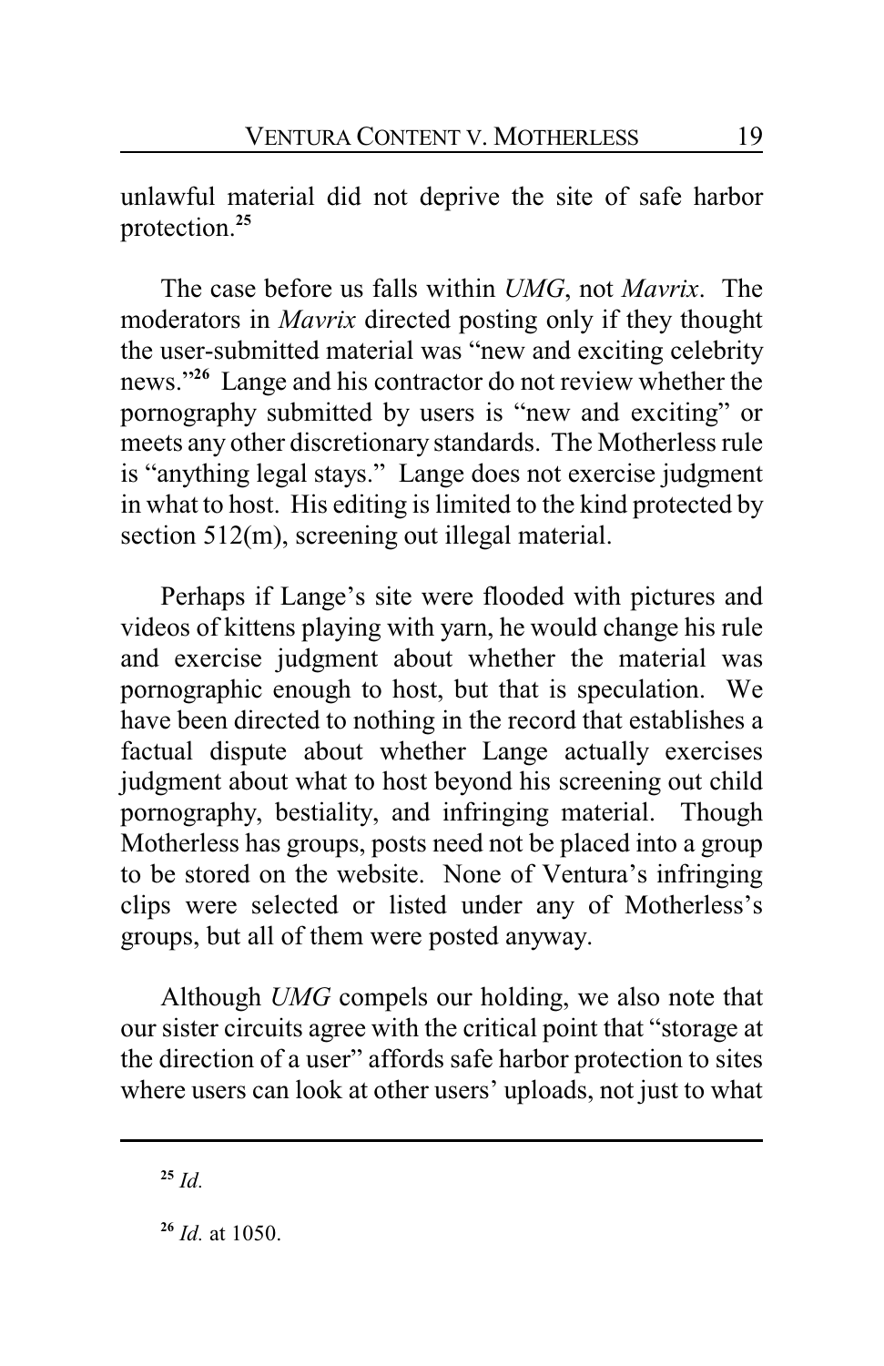unlawful material did not deprive the site of safe harbor protection.[25]

The case before us falls within *UMG*, not *Mavrix*. The moderators in *Mavrix* directed posting only if they thought the user-submitted material was "new and exciting celebrity news."[26] Lange and his contractor do not review whether the pornography submitted by users is "new and exciting" or meets any other discretionary standards. The Motherless rule is "anything legal stays." Lange does not exercise judgment in what to host. His editing is limited to the kind protected by section 512(m), screening out illegal material.

Perhaps if Lange's site were flooded with pictures and videos of kittens playing with yarn, he would change his rule and exercise judgment about whether the material was pornographic enough to host, but that is speculation. We have been directed to nothing in the record that establishes a factual dispute about whether Lange actually exercises judgment about what to host beyond his screening out child pornography, bestiality, and infringing material. Though Motherless has groups, posts need not be placed into a group to be stored on the website. None of Ventura's infringing clips were selected or listed under any of Motherless's groups, but all of them were posted anyway.

Although *UMG* compels our holding, we also note that our sister circuits agree with the critical point that "storage at the direction of a user" affords safe harbor protection to sites where users can look at other users' uploads, not just to what

---

[25] *Id.*

[26] *Id.* at 1050.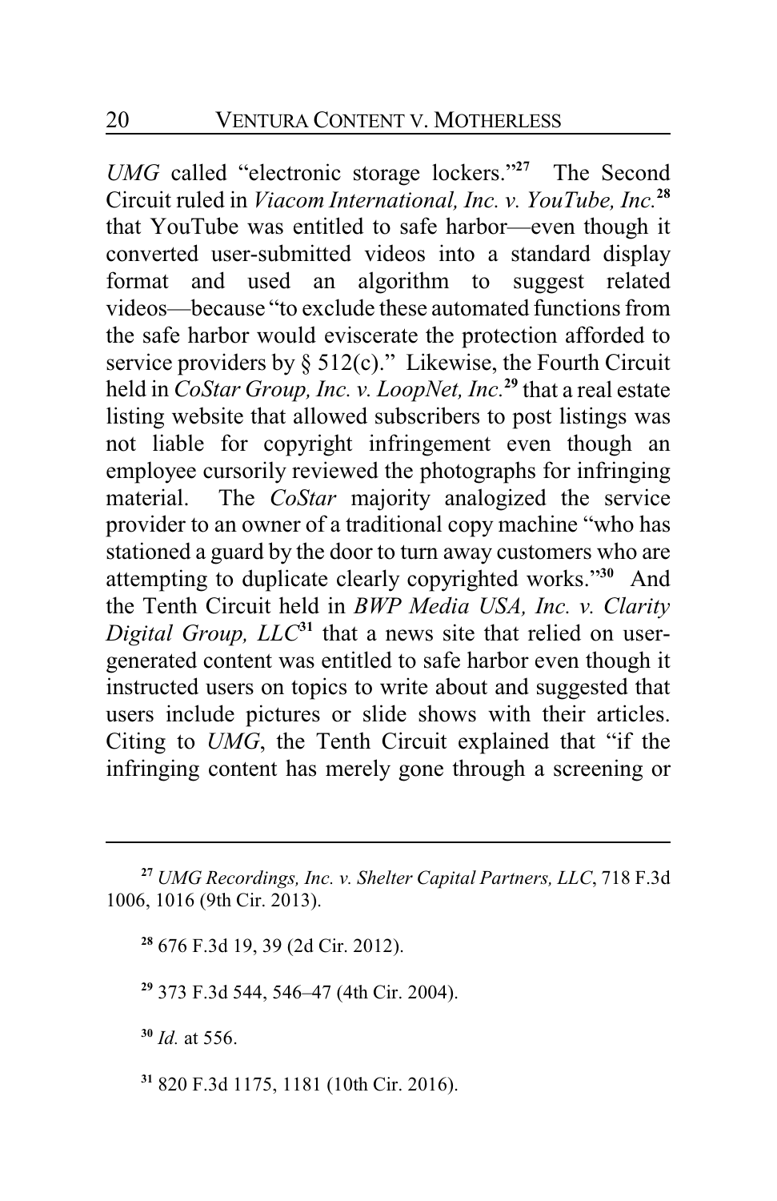*UMG* called "electronic storage lockers."[27] The Second Circuit ruled in *Viacom International, Inc. v. YouTube, Inc.*[28] that YouTube was entitled to safe harbor—even though it converted user-submitted videos into a standard display format and used an algorithm to suggest related videos—because "to exclude these automated functions from the safe harbor would eviscerate the protection afforded to service providers by § 512(c)." Likewise, the Fourth Circuit held in *CoStar Group, Inc. v. LoopNet, Inc.*[29] that a real estate listing website that allowed subscribers to post listings was not liable for copyright infringement even though an employee cursorily reviewed the photographs for infringing material. The *CoStar* majority analogized the service provider to an owner of a traditional copy machine "who has stationed a guard by the door to turn away customers who are attempting to duplicate clearly copyrighted works."[30] And the Tenth Circuit held in *BWP Media USA, Inc. v. Clarity Digital Group, LLC*[31] that a news site that relied on user-generated content was entitled to safe harbor even though it instructed users on topics to write about and suggested that users include pictures or slide shows with their articles. Citing to *UMG*, the Tenth Circuit explained that "if the infringing content has merely gone through a screening or

---

[27] *UMG Recordings, Inc. v. Shelter Capital Partners, LLC*, 718 F.3d 1006, 1016 (9th Cir. 2013).

[28] 676 F.3d 19, 39 (2d Cir. 2012).

[29] 373 F.3d 544, 546–47 (4th Cir. 2004).

[30] *Id.* at 556.

[31] 820 F.3d 1175, 1181 (10th Cir. 2016).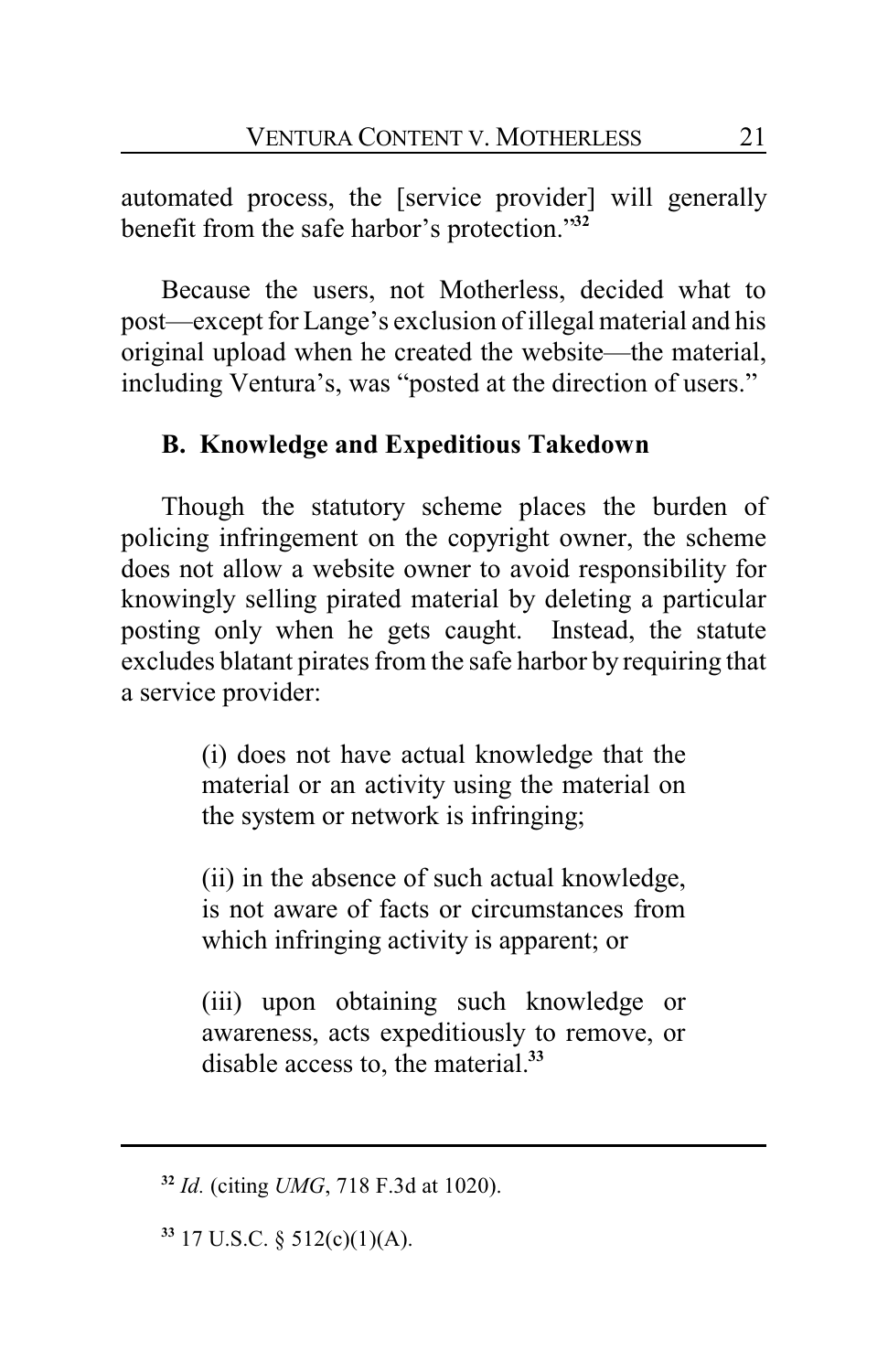automated process, the [service provider] will generally benefit from the safe harbor's protection."[32]

Because the users, not Motherless, decided what to post—except for Lange's exclusion of illegal material and his original upload when he created the website—the material, including Ventura's, was "posted at the direction of users."

### B. Knowledge and Expeditious Takedown

Though the statutory scheme places the burden of policing infringement on the copyright owner, the scheme does not allow a website owner to avoid responsibility for knowingly selling pirated material by deleting a particular posting only when he gets caught. Instead, the statute excludes blatant pirates from the safe harbor by requiring that a service provider:

> (i) does not have actual knowledge that the material or an activity using the material on the system or network is infringing;
>
> (ii) in the absence of such actual knowledge, is not aware of facts or circumstances from which infringing activity is apparent; or
>
> (iii) upon obtaining such knowledge or awareness, acts expeditiously to remove, or disable access to, the material.[33]

---

[32] *Id.* (citing *UMG*, 718 F.3d at 1020).

[33] 17 U.S.C. § 512(c)(1)(A).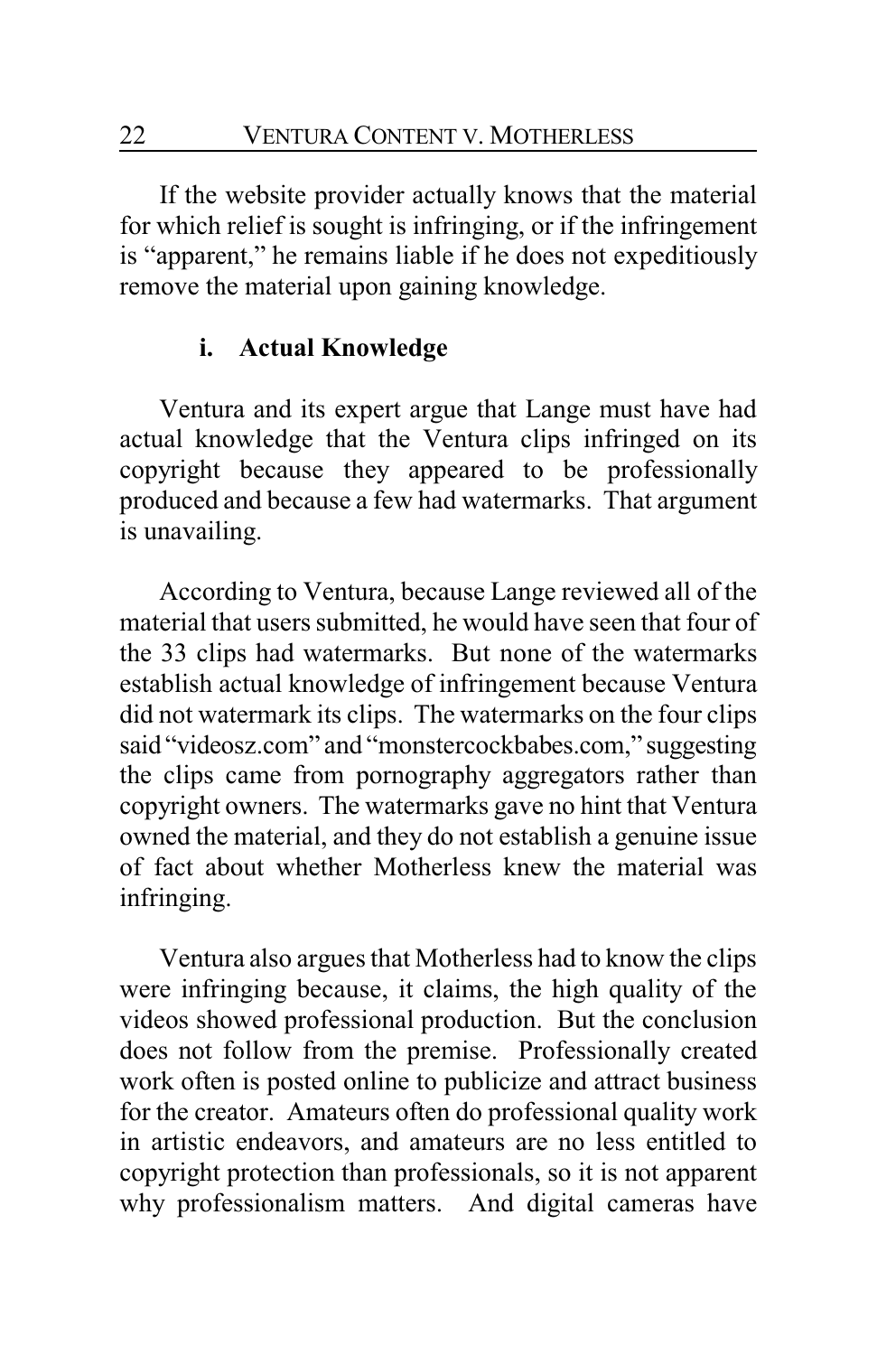If the website provider actually knows that the material for which relief is sought is infringing, or if the infringement is "apparent," he remains liable if he does not expeditiously remove the material upon gaining knowledge.

### i. Actual Knowledge

Ventura and its expert argue that Lange must have had actual knowledge that the Ventura clips infringed on its copyright because they appeared to be professionally produced and because a few had watermarks. That argument is unavailing.

According to Ventura, because Lange reviewed all of the material that users submitted, he would have seen that four of the 33 clips had watermarks. But none of the watermarks establish actual knowledge of infringement because Ventura did not watermark its clips. The watermarks on the four clips said "videosz.com" and "monstercockbabes.com," suggesting the clips came from pornography aggregators rather than copyright owners. The watermarks gave no hint that Ventura owned the material, and they do not establish a genuine issue of fact about whether Motherless knew the material was infringing.

Ventura also argues that Motherless had to know the clips were infringing because, it claims, the high quality of the videos showed professional production. But the conclusion does not follow from the premise. Professionally created work often is posted online to publicize and attract business for the creator. Amateurs often do professional quality work in artistic endeavors, and amateurs are no less entitled to copyright protection than professionals, so it is not apparent why professionalism matters. And digital cameras have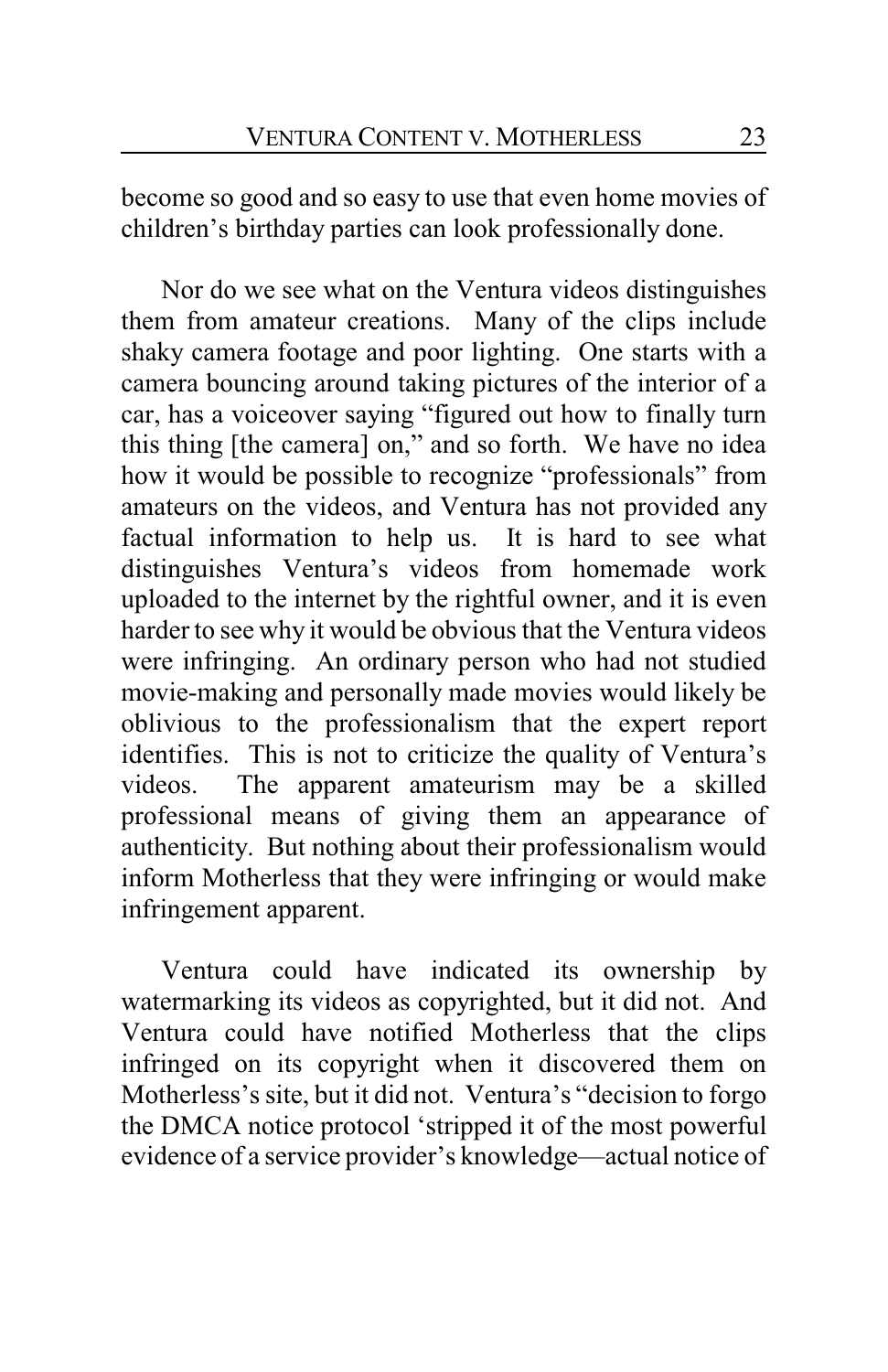become so good and so easy to use that even home movies of children's birthday parties can look professionally done.

Nor do we see what on the Ventura videos distinguishes them from amateur creations. Many of the clips include shaky camera footage and poor lighting. One starts with a camera bouncing around taking pictures of the interior of a car, has a voiceover saying "figured out how to finally turn this thing [the camera] on," and so forth. We have no idea how it would be possible to recognize "professionals" from amateurs on the videos, and Ventura has not provided any factual information to help us. It is hard to see what distinguishes Ventura's videos from homemade work uploaded to the internet by the rightful owner, and it is even harder to see why it would be obvious that the Ventura videos were infringing. An ordinary person who had not studied movie-making and personally made movies would likely be oblivious to the professionalism that the expert report identifies. This is not to criticize the quality of Ventura's videos. The apparent amateurism may be a skilled professional means of giving them an appearance of authenticity. But nothing about their professionalism would inform Motherless that they were infringing or would make infringement apparent.

Ventura could have indicated its ownership by watermarking its videos as copyrighted, but it did not. And Ventura could have notified Motherless that the clips infringed on its copyright when it discovered them on Motherless's site, but it did not. Ventura's "decision to forgo the DMCA notice protocol 'stripped it of the most powerful evidence of a service provider's knowledge—actual notice of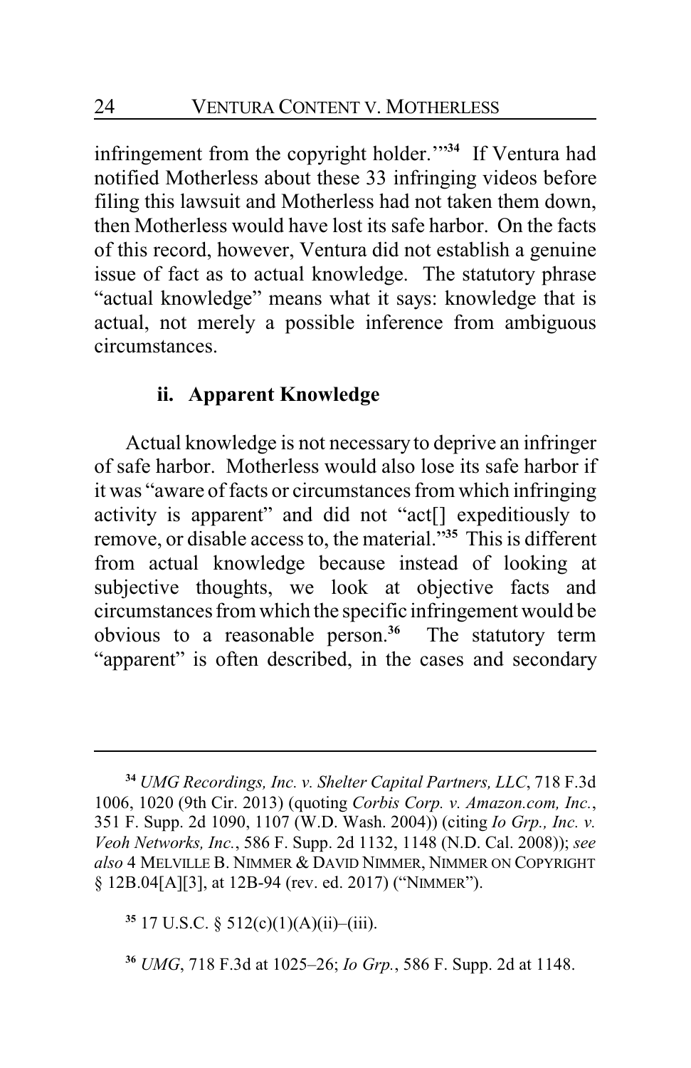infringement from the copyright holder.'"[34] If Ventura had notified Motherless about these 33 infringing videos before filing this lawsuit and Motherless had not taken them down, then Motherless would have lost its safe harbor. On the facts of this record, however, Ventura did not establish a genuine issue of fact as to actual knowledge. The statutory phrase "actual knowledge" means what it says: knowledge that is actual, not merely a possible inference from ambiguous circumstances.

### ii. Apparent Knowledge

Actual knowledge is not necessary to deprive an infringer of safe harbor. Motherless would also lose its safe harbor if it was "aware of facts or circumstances from which infringing activity is apparent" and did not "act[] expeditiously to remove, or disable access to, the material."[35] This is different from actual knowledge because instead of looking at subjective thoughts, we look at objective facts and circumstances from which the specific infringement would be obvious to a reasonable person.[36] The statutory term "apparent" is often described, in the cases and secondary

---

[34] *UMG Recordings, Inc. v. Shelter Capital Partners, LLC*, 718 F.3d 1006, 1020 (9th Cir. 2013) (quoting *Corbis Corp. v. Amazon.com, Inc.*, 351 F. Supp. 2d 1090, 1107 (W.D. Wash. 2004)) (citing *Io Grp., Inc. v. Veoh Networks, Inc.*, 586 F. Supp. 2d 1132, 1148 (N.D. Cal. 2008)); *see also* 4 MELVILLE B. NIMMER & DAVID NIMMER, NIMMER ON COPYRIGHT § 12B.04[A][3], at 12B-94 (rev. ed. 2017) ("NIMMER").

[35] 17 U.S.C. § 512(c)(1)(A)(ii)–(iii).

[36] *UMG*, 718 F.3d at 1025–26; *Io Grp.*, 586 F. Supp. 2d at 1148.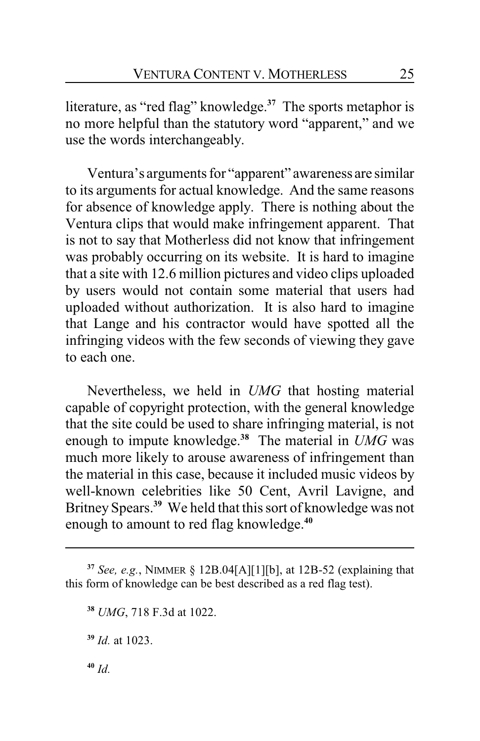literature, as "red flag" knowledge.[37] The sports metaphor is no more helpful than the statutory word "apparent," and we use the words interchangeably.

Ventura's arguments for "apparent" awareness are similar to its arguments for actual knowledge. And the same reasons for absence of knowledge apply. There is nothing about the Ventura clips that would make infringement apparent. That is not to say that Motherless did not know that infringement was probably occurring on its website. It is hard to imagine that a site with 12.6 million pictures and video clips uploaded by users would not contain some material that users had uploaded without authorization. It is also hard to imagine that Lange and his contractor would have spotted all the infringing videos with the few seconds of viewing they gave to each one.

Nevertheless, we held in *UMG* that hosting material capable of copyright protection, with the general knowledge that the site could be used to share infringing material, is not enough to impute knowledge.[38] The material in *UMG* was much more likely to arouse awareness of infringement than the material in this case, because it included music videos by well-known celebrities like 50 Cent, Avril Lavigne, and Britney Spears.[39] We held that this sort of knowledge was not enough to amount to red flag knowledge.[40]

---

[37] *See, e.g.*, NIMMER § 12B.04[A][1][b], at 12B-52 (explaining that this form of knowledge can be best described as a red flag test).

[38] *UMG*, 718 F.3d at 1022.

[39] *Id.* at 1023.

[40] *Id.*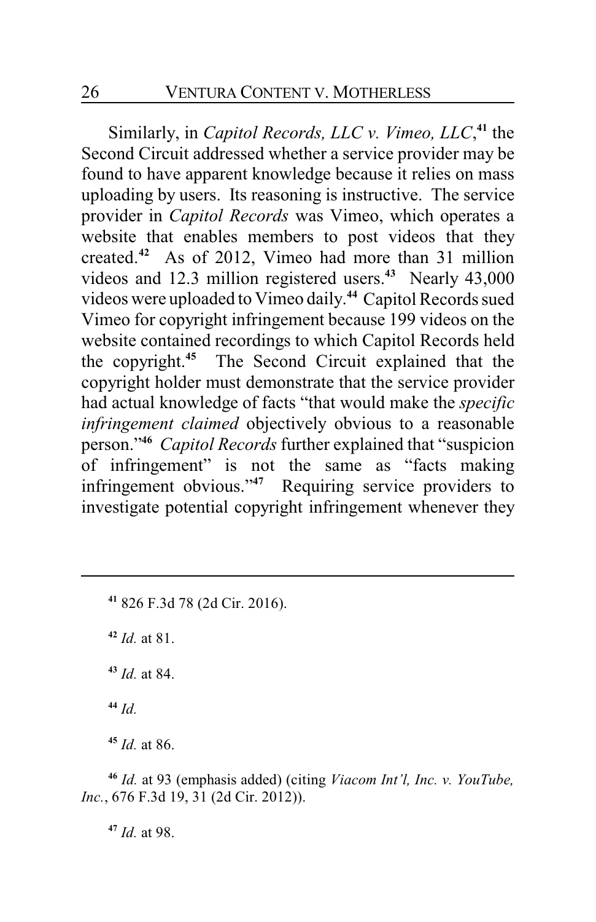Similarly, in *Capitol Records, LLC v. Vimeo, LLC*,[41] the Second Circuit addressed whether a service provider may be found to have apparent knowledge because it relies on mass uploading by users. Its reasoning is instructive. The service provider in *Capitol Records* was Vimeo, which operates a website that enables members to post videos that they created.[42] As of 2012, Vimeo had more than 31 million videos and 12.3 million registered users.[43] Nearly 43,000 videos were uploaded to Vimeo daily.[44] Capitol Records sued Vimeo for copyright infringement because 199 videos on the website contained recordings to which Capitol Records held the copyright.[45] The Second Circuit explained that the copyright holder must demonstrate that the service provider had actual knowledge of facts "that would make the *specific infringement claimed* objectively obvious to a reasonable person."[46] *Capitol Records* further explained that "suspicion of infringement" is not the same as "facts making infringement obvious."[47] Requiring service providers to investigate potential copyright infringement whenever they

---

[41] 826 F.3d 78 (2d Cir. 2016).

[42] *Id.* at 81.

[43] *Id.* at 84.

[44] *Id.*

[45] *Id.* at 86.

[46] *Id.* at 93 (emphasis added) (citing *Viacom Int'l, Inc. v. YouTube, Inc.*, 676 F.3d 19, 31 (2d Cir. 2012)).

[47] *Id.* at 98.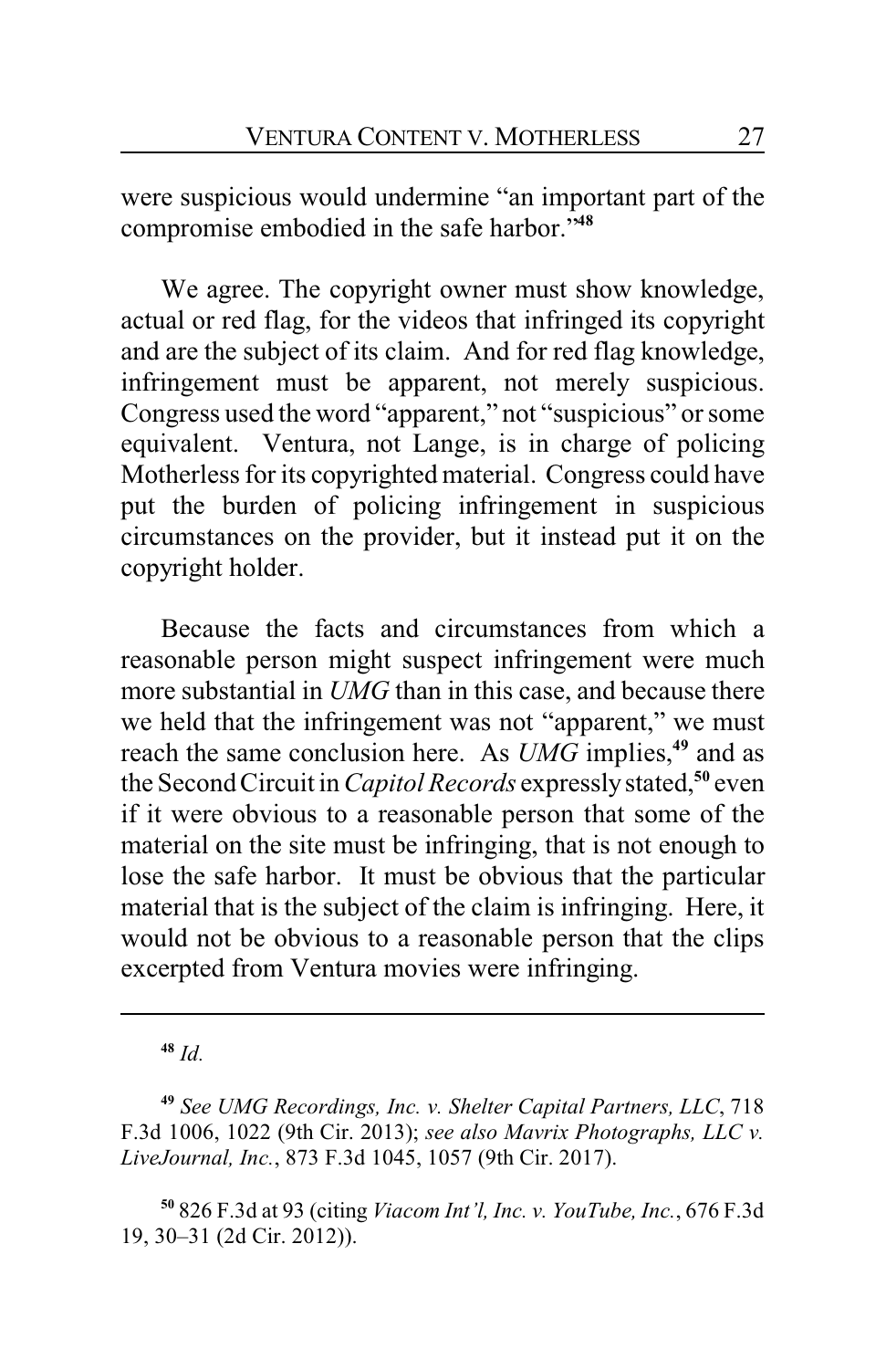were suspicious would undermine "an important part of the compromise embodied in the safe harbor."[48]

We agree. The copyright owner must show knowledge, actual or red flag, for the videos that infringed its copyright and are the subject of its claim. And for red flag knowledge, infringement must be apparent, not merely suspicious. Congress used the word "apparent," not "suspicious" or some equivalent. Ventura, not Lange, is in charge of policing Motherless for its copyrighted material. Congress could have put the burden of policing infringement in suspicious circumstances on the provider, but it instead put it on the copyright holder.

Because the facts and circumstances from which a reasonable person might suspect infringement were much more substantial in *UMG* than in this case, and because there we held that the infringement was not "apparent," we must reach the same conclusion here. As *UMG* implies,[49] and as the Second Circuit in *Capitol Records* expressly stated,[50] even if it were obvious to a reasonable person that some of the material on the site must be infringing, that is not enough to lose the safe harbor. It must be obvious that the particular material that is the subject of the claim is infringing. Here, it would not be obvious to a reasonable person that the clips excerpted from Ventura movies were infringing.

---

[48] *Id.*

[49] *See UMG Recordings, Inc. v. Shelter Capital Partners, LLC*, 718 F.3d 1006, 1022 (9th Cir. 2013); *see also Mavrix Photographs, LLC v. LiveJournal, Inc.*, 873 F.3d 1045, 1057 (9th Cir. 2017).

[50] 826 F.3d at 93 (citing *Viacom Int'l, Inc. v. YouTube, Inc.*, 676 F.3d 19, 30–31 (2d Cir. 2012)).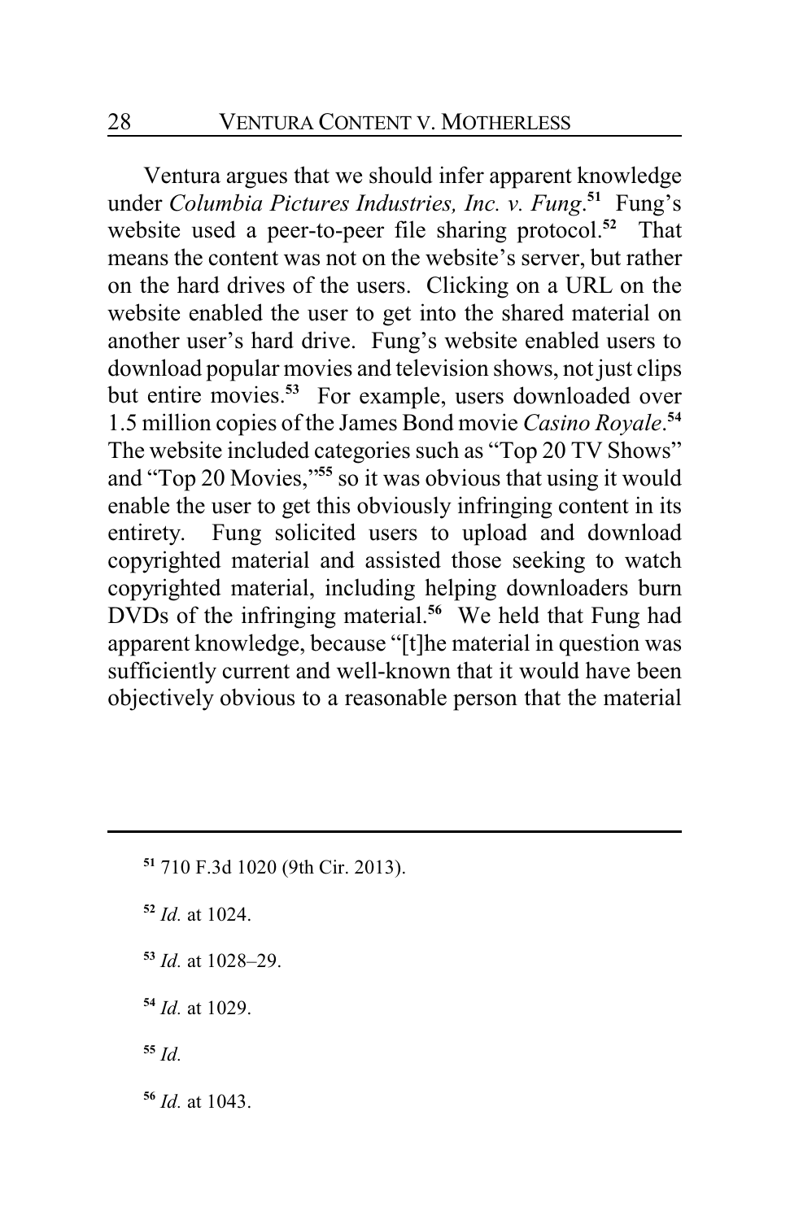Ventura argues that we should infer apparent knowledge under *Columbia Pictures Industries, Inc. v. Fung*.[51] Fung's website used a peer-to-peer file sharing protocol.[52] That means the content was not on the website's server, but rather on the hard drives of the users. Clicking on a URL on the website enabled the user to get into the shared material on another user's hard drive. Fung's website enabled users to download popular movies and television shows, not just clips but entire movies.[53] For example, users downloaded over 1.5 million copies of the James Bond movie *Casino Royale*.[54] The website included categories such as "Top 20 TV Shows" and "Top 20 Movies,"[55] so it was obvious that using it would enable the user to get this obviously infringing content in its entirety. Fung solicited users to upload and download copyrighted material and assisted those seeking to watch copyrighted material, including helping downloaders burn DVDs of the infringing material.[56] We held that Fung had apparent knowledge, because "[t]he material in question was sufficiently current and well-known that it would have been objectively obvious to a reasonable person that the material

---

[51] 710 F.3d 1020 (9th Cir. 2013).

[52] *Id.* at 1024.

[53] *Id.* at 1028–29.

[54] *Id.* at 1029.

[55] *Id.*

[56] *Id.* at 1043.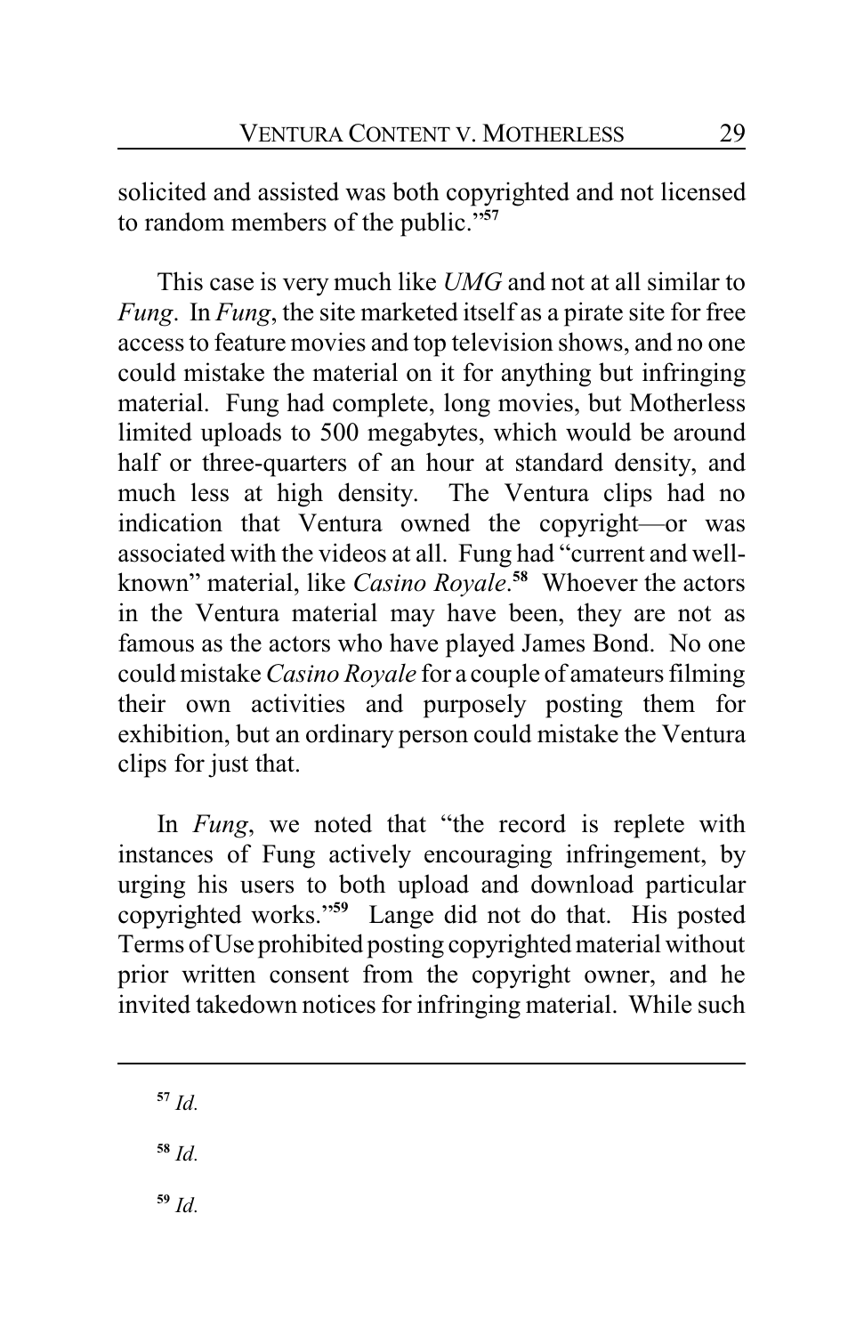solicited and assisted was both copyrighted and not licensed to random members of the public."[57]

This case is very much like *UMG* and not at all similar to *Fung*. In *Fung*, the site marketed itself as a pirate site for free access to feature movies and top television shows, and no one could mistake the material on it for anything but infringing material. Fung had complete, long movies, but Motherless limited uploads to 500 megabytes, which would be around half or three-quarters of an hour at standard density, and much less at high density. The Ventura clips had no indication that Ventura owned the copyright—or was associated with the videos at all. Fung had "current and well-known" material, like *Casino Royale*.[58] Whoever the actors in the Ventura material may have been, they are not as famous as the actors who have played James Bond. No one could mistake *Casino Royale* for a couple of amateurs filming their own activities and purposely posting them for exhibition, but an ordinary person could mistake the Ventura clips for just that.

In *Fung*, we noted that "the record is replete with instances of Fung actively encouraging infringement, by urging his users to both upload and download particular copyrighted works."[59] Lange did not do that. His posted Terms of Use prohibited posting copyrighted material without prior written consent from the copyright owner, and he invited takedown notices for infringing material. While such

---

[57] *Id.*

[58] *Id.*

[59] *Id.*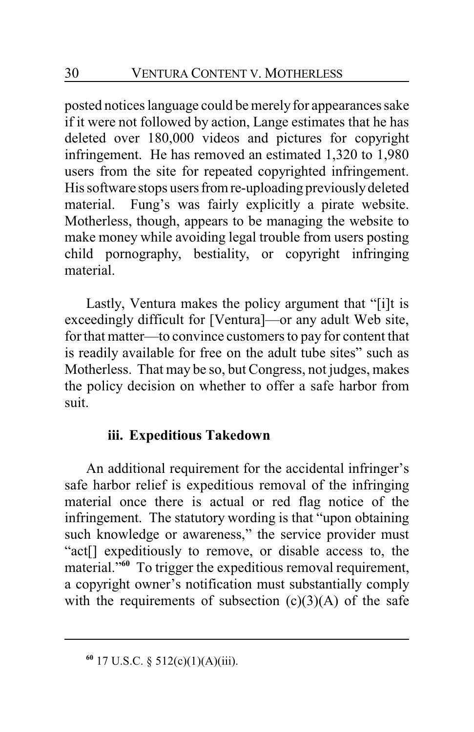posted notices language could be merely for appearances sake if it were not followed by action, Lange estimates that he has deleted over 180,000 videos and pictures for copyright infringement. He has removed an estimated 1,320 to 1,980 users from the site for repeated copyrighted infringement. His software stops users from re-uploading previously deleted material. Fung's was fairly explicitly a pirate website. Motherless, though, appears to be managing the website to make money while avoiding legal trouble from users posting child pornography, bestiality, or copyright infringing material.

Lastly, Ventura makes the policy argument that "[i]t is exceedingly difficult for [Ventura]—or any adult Web site, for that matter—to convince customers to pay for content that is readily available for free on the adult tube sites" such as Motherless. That may be so, but Congress, not judges, makes the policy decision on whether to offer a safe harbor from suit.

### iii. Expeditious Takedown

An additional requirement for the accidental infringer's safe harbor relief is expeditious removal of the infringing material once there is actual or red flag notice of the infringement. The statutory wording is that "upon obtaining such knowledge or awareness," the service provider must "act[] expeditiously to remove, or disable access to, the material."[60] To trigger the expeditious removal requirement, a copyright owner's notification must substantially comply with the requirements of subsection (c)(3)(A) of the safe

---

[60] 17 U.S.C. § 512(c)(1)(A)(iii).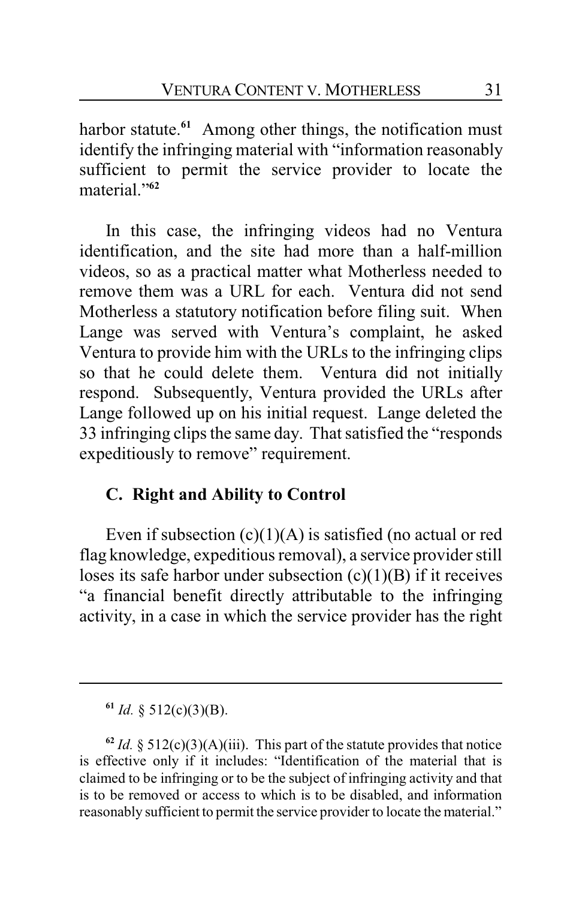harbor statute.[61] Among other things, the notification must identify the infringing material with "information reasonably sufficient to permit the service provider to locate the material."[62]

In this case, the infringing videos had no Ventura identification, and the site had more than a half-million videos, so as a practical matter what Motherless needed to remove them was a URL for each. Ventura did not send Motherless a statutory notification before filing suit. When Lange was served with Ventura's complaint, he asked Ventura to provide him with the URLs to the infringing clips so that he could delete them. Ventura did not initially respond. Subsequently, Ventura provided the URLs after Lange followed up on his initial request. Lange deleted the 33 infringing clips the same day. That satisfied the "responds expeditiously to remove" requirement.

### C. Right and Ability to Control

Even if subsection (c)(1)(A) is satisfied (no actual or red flag knowledge, expeditious removal), a service provider still loses its safe harbor under subsection (c)(1)(B) if it receives "a financial benefit directly attributable to the infringing activity, in a case in which the service provider has the right

---

[61] *Id.* § 512(c)(3)(B).

[62] *Id.* § 512(c)(3)(A)(iii). This part of the statute provides that notice is effective only if it includes: "Identification of the material that is claimed to be infringing or to be the subject of infringing activity and that is to be removed or access to which is to be disabled, and information reasonably sufficient to permit the service provider to locate the material."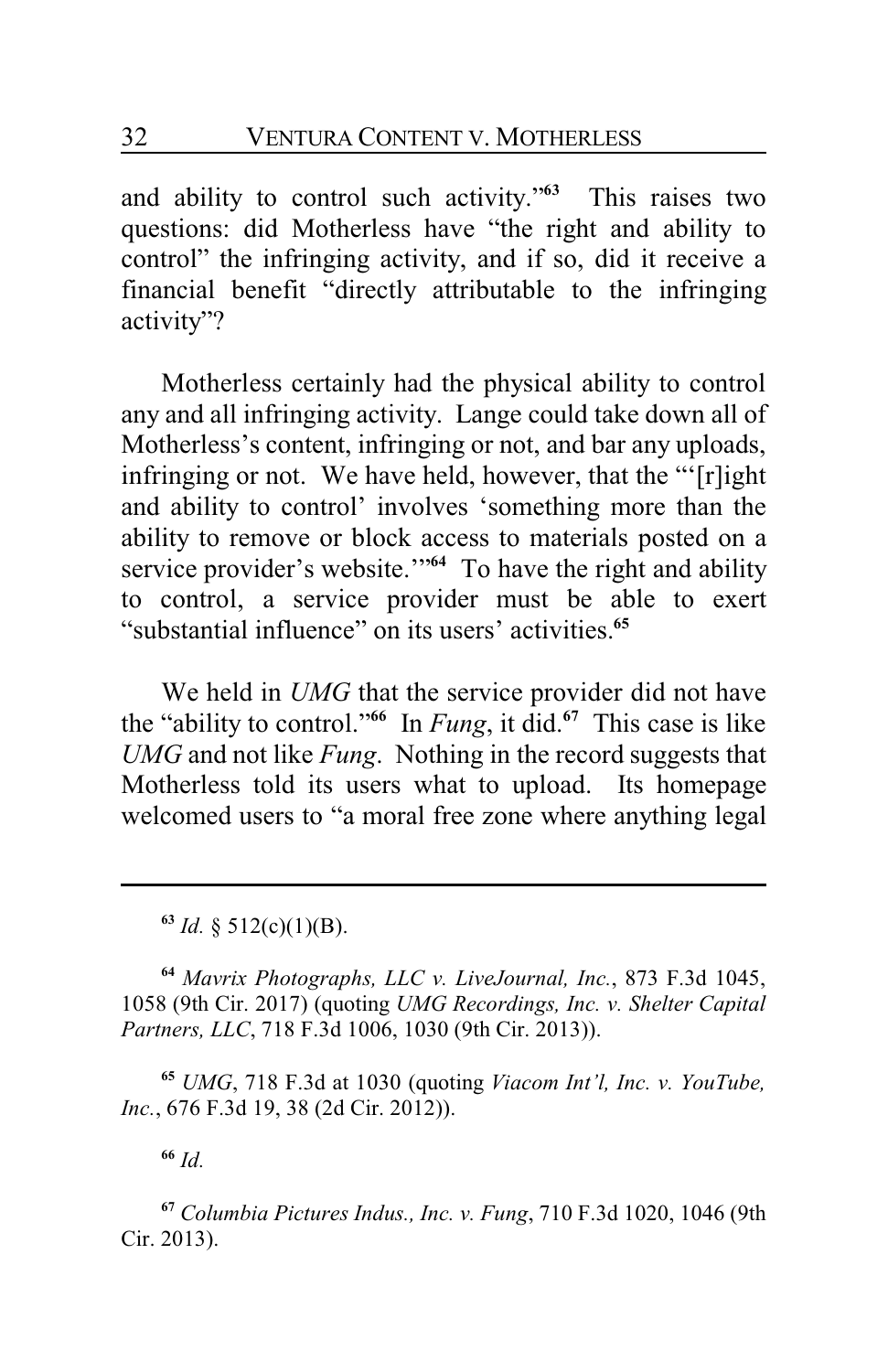and ability to control such activity."[63] This raises two questions: did Motherless have "the right and ability to control" the infringing activity, and if so, did it receive a financial benefit "directly attributable to the infringing activity"?

Motherless certainly had the physical ability to control any and all infringing activity. Lange could take down all of Motherless's content, infringing or not, and bar any uploads, infringing or not. We have held, however, that the "'[r]ight and ability to control' involves 'something more than the ability to remove or block access to materials posted on a service provider's website.'"[64] To have the right and ability to control, a service provider must be able to exert "substantial influence" on its users' activities.[65]

We held in *UMG* that the service provider did not have the "ability to control."[66] In *Fung*, it did.[67] This case is like *UMG* and not like *Fung*. Nothing in the record suggests that Motherless told its users what to upload. Its homepage welcomed users to "a moral free zone where anything legal

---

[63] *Id.* § 512(c)(1)(B).

[64] *Mavrix Photographs, LLC v. LiveJournal, Inc.*, 873 F.3d 1045, 1058 (9th Cir. 2017) (quoting *UMG Recordings, Inc. v. Shelter Capital Partners, LLC*, 718 F.3d 1006, 1030 (9th Cir. 2013)).

[65] *UMG*, 718 F.3d at 1030 (quoting *Viacom Int'l, Inc. v. YouTube, Inc.*, 676 F.3d 19, 38 (2d Cir. 2012)).

[66] *Id.*

[67] *Columbia Pictures Indus., Inc. v. Fung*, 710 F.3d 1020, 1046 (9th Cir. 2013).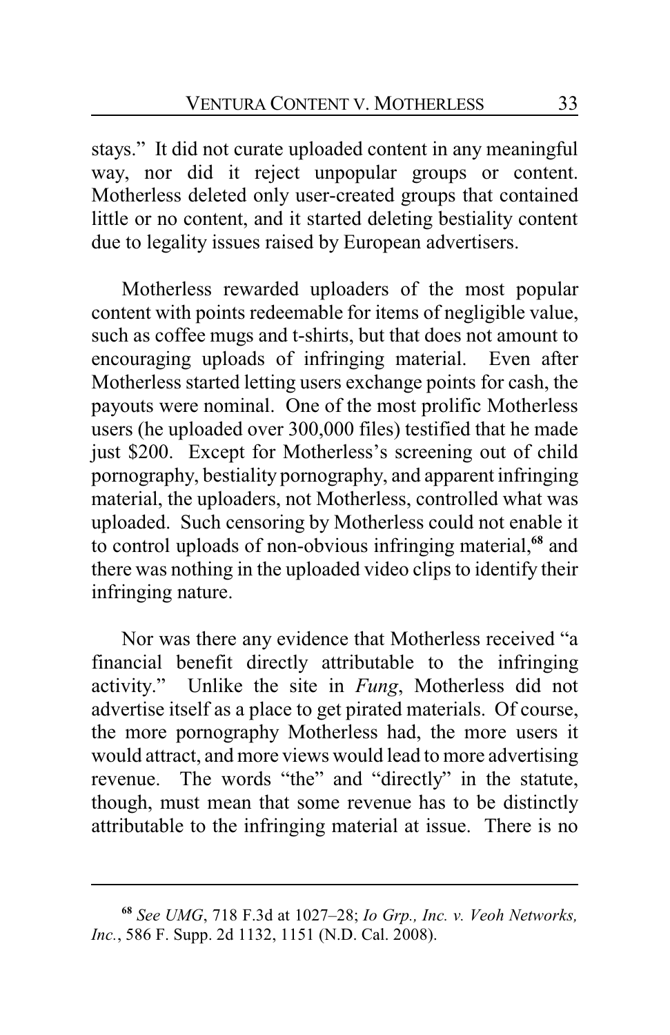stays." It did not curate uploaded content in any meaningful way, nor did it reject unpopular groups or content. Motherless deleted only user-created groups that contained little or no content, and it started deleting bestiality content due to legality issues raised by European advertisers.

Motherless rewarded uploaders of the most popular content with points redeemable for items of negligible value, such as coffee mugs and t-shirts, but that does not amount to encouraging uploads of infringing material. Even after Motherless started letting users exchange points for cash, the payouts were nominal. One of the most prolific Motherless users (he uploaded over 300,000 files) testified that he made just $200. Except for Motherless's screening out of child pornography, bestiality pornography, and apparent infringing material, the uploaders, not Motherless, controlled what was uploaded. Such censoring by Motherless could not enable it to control uploads of non-obvious infringing material,[68] and there was nothing in the uploaded video clips to identify their infringing nature.

Nor was there any evidence that Motherless received "a financial benefit directly attributable to the infringing activity." Unlike the site in *Fung*, Motherless did not advertise itself as a place to get pirated materials. Of course, the more pornography Motherless had, the more users it would attract, and more views would lead to more advertising revenue. The words "the" and "directly" in the statute, though, must mean that some revenue has to be distinctly attributable to the infringing material at issue. There is no

---

[68] *See UMG*, 718 F.3d at 1027–28; *Io Grp., Inc. v. Veoh Networks, Inc.*, 586 F. Supp. 2d 1132, 1151 (N.D. Cal. 2008).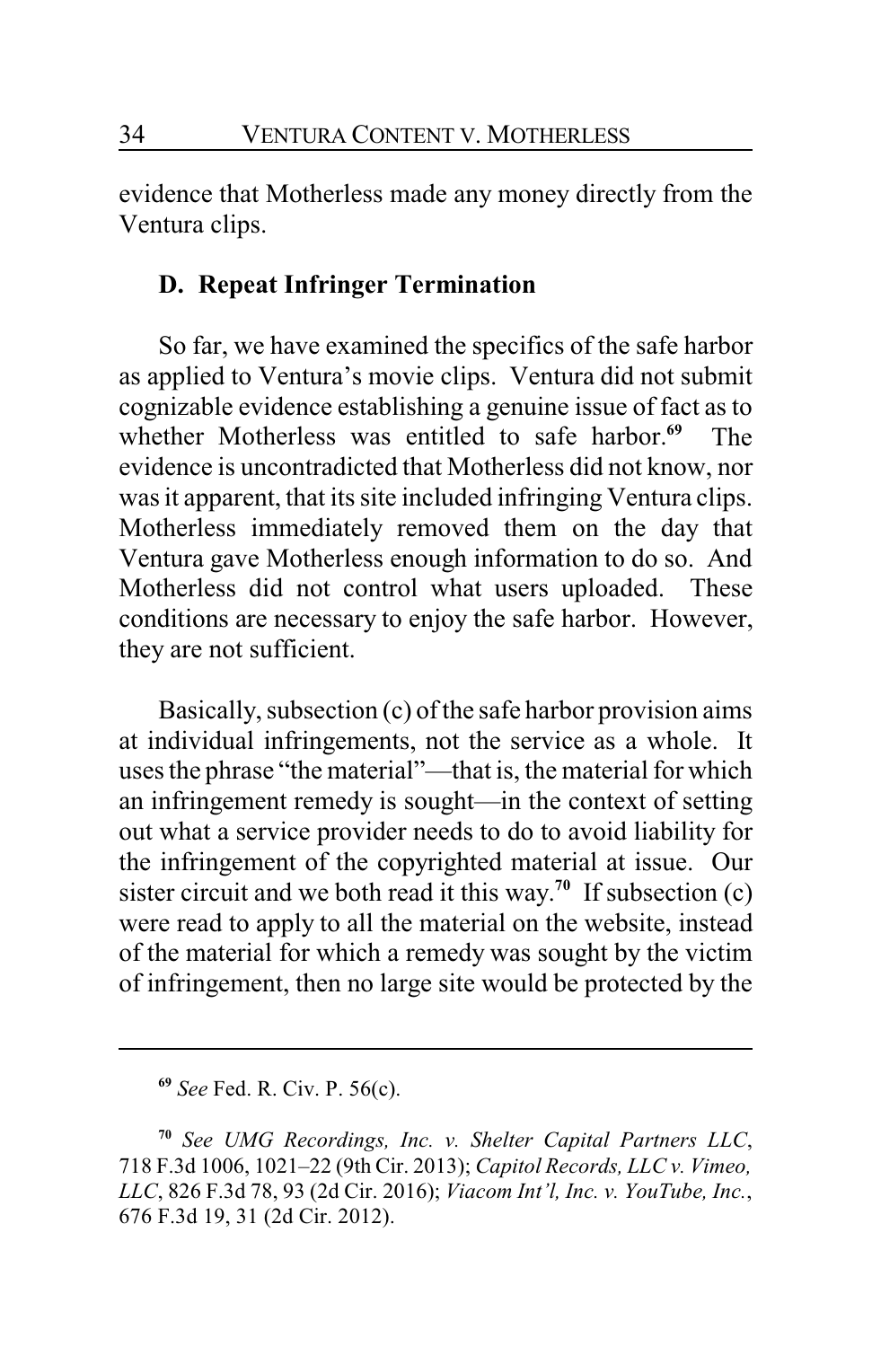evidence that Motherless made any money directly from the Ventura clips.

### D. Repeat Infringer Termination

So far, we have examined the specifics of the safe harbor as applied to Ventura's movie clips. Ventura did not submit cognizable evidence establishing a genuine issue of fact as to whether Motherless was entitled to safe harbor.[69] The evidence is uncontradicted that Motherless did not know, nor was it apparent, that its site included infringing Ventura clips. Motherless immediately removed them on the day that Ventura gave Motherless enough information to do so. And Motherless did not control what users uploaded. These conditions are necessary to enjoy the safe harbor. However, they are not sufficient.

Basically, subsection (c) of the safe harbor provision aims at individual infringements, not the service as a whole. It uses the phrase "the material"—that is, the material for which an infringement remedy is sought—in the context of setting out what a service provider needs to do to avoid liability for the infringement of the copyrighted material at issue. Our sister circuit and we both read it this way.[70] If subsection (c) were read to apply to all the material on the website, instead of the material for which a remedy was sought by the victim of infringement, then no large site would be protected by the

---

[69] *See* Fed. R. Civ. P. 56(c).

[70] *See UMG Recordings, Inc. v. Shelter Capital Partners LLC*, 718 F.3d 1006, 1021–22 (9th Cir. 2013); *Capitol Records, LLC v. Vimeo, LLC*, 826 F.3d 78, 93 (2d Cir. 2016); *Viacom Int'l, Inc. v. YouTube, Inc.*, 676 F.3d 19, 31 (2d Cir. 2012).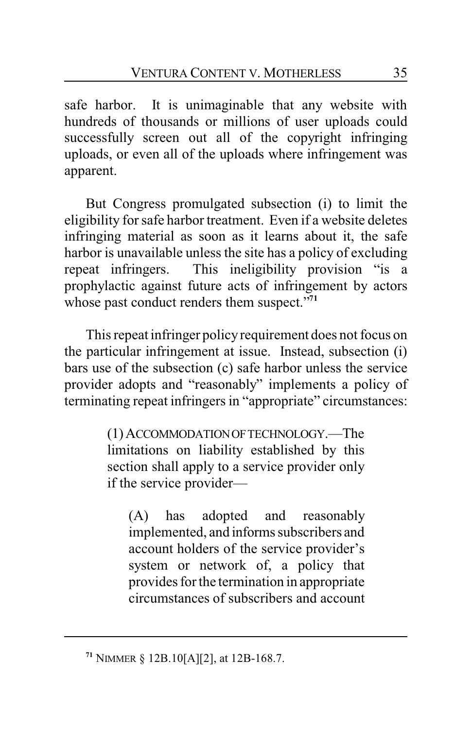safe harbor. It is unimaginable that any website with hundreds of thousands or millions of user uploads could successfully screen out all of the copyright infringing uploads, or even all of the uploads where infringement was apparent.

But Congress promulgated subsection (i) to limit the eligibility for safe harbor treatment. Even if a website deletes infringing material as soon as it learns about it, the safe harbor is unavailable unless the site has a policy of excluding repeat infringers. This ineligibility provision "is a prophylactic against future acts of infringement by actors whose past conduct renders them suspect."[71]

This repeat infringer policy requirement does not focus on the particular infringement at issue. Instead, subsection (i) bars use of the subsection (c) safe harbor unless the service provider adopts and "reasonably" implements a policy of terminating repeat infringers in "appropriate" circumstances:

> (1) ACCOMMODATION OF TECHNOLOGY.—The limitations on liability established by this section shall apply to a service provider only if the service provider—
>
> > (A) has adopted and reasonably implemented, and informs subscribers and account holders of the service provider's system or network of, a policy that provides for the termination in appropriate circumstances of subscribers and account

---

[71] NIMMER § 12B.10[A][2], at 12B-168.7.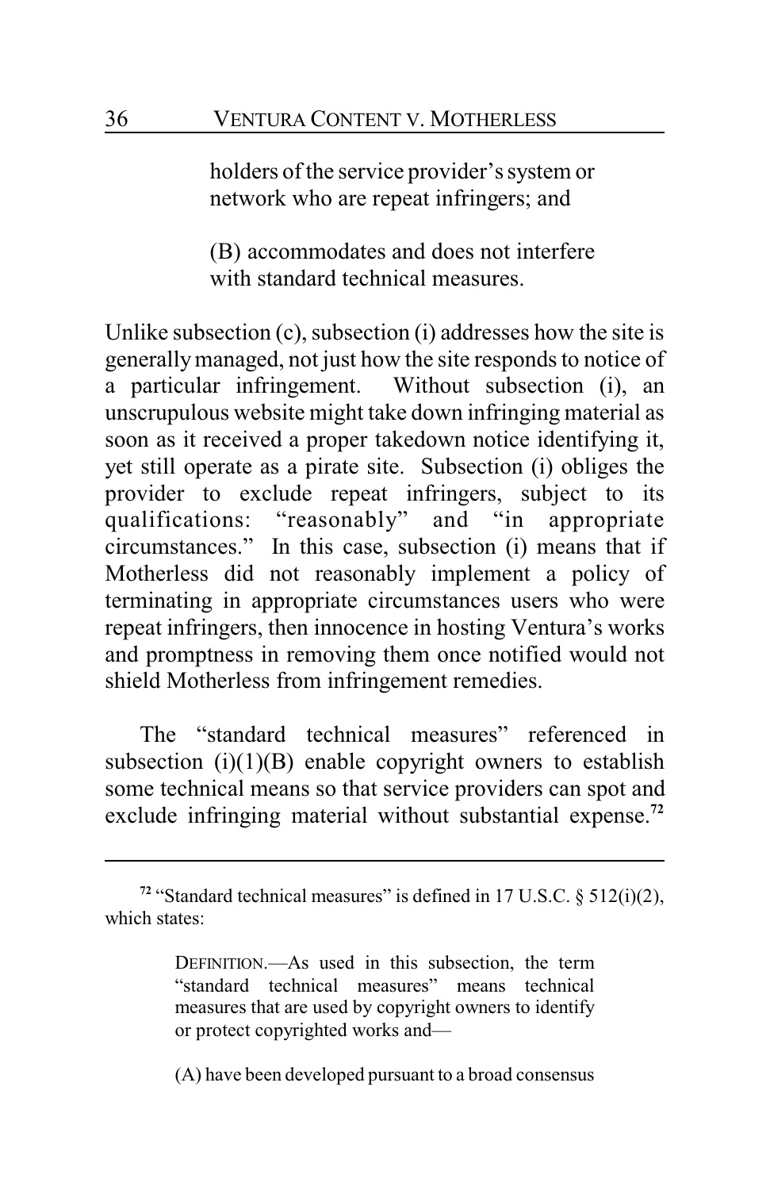> holders of the service provider's system or network who are repeat infringers; and
>
> (B) accommodates and does not interfere with standard technical measures.

Unlike subsection (c), subsection (i) addresses how the site is generally managed, not just how the site responds to notice of a particular infringement. Without subsection (i), an unscrupulous website might take down infringing material as soon as it received a proper takedown notice identifying it, yet still operate as a pirate site. Subsection (i) obliges the provider to exclude repeat infringers, subject to its qualifications: "reasonably" and "in appropriate circumstances." In this case, subsection (i) means that if Motherless did not reasonably implement a policy of terminating in appropriate circumstances users who were repeat infringers, then innocence in hosting Ventura's works and promptness in removing them once notified would not shield Motherless from infringement remedies.

The "standard technical measures" referenced in subsection (i)(1)(B) enable copyright owners to establish some technical means so that service providers can spot and exclude infringing material without substantial expense.[72]

---

[72] "Standard technical measures" is defined in 17 U.S.C. § 512(i)(2), which states:

> DEFINITION.—As used in this subsection, the term "standard technical measures" means technical measures that are used by copyright owners to identify or protect copyrighted works and—
>
> (A) have been developed pursuant to a broad consensus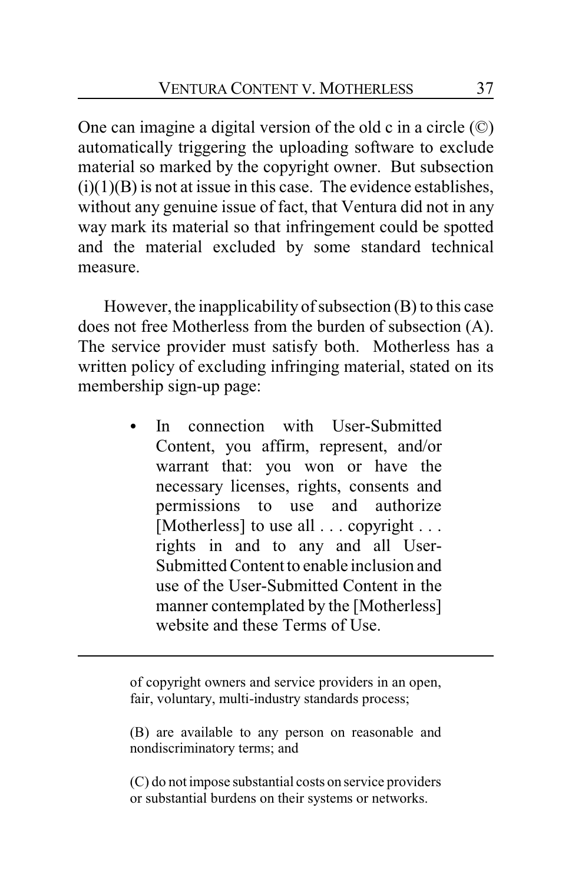One can imagine a digital version of the old c in a circle (©) automatically triggering the uploading software to exclude material so marked by the copyright owner. But subsection (i)(1)(B) is not at issue in this case. The evidence establishes, without any genuine issue of fact, that Ventura did not in any way mark its material so that infringement could be spotted and the material excluded by some standard technical measure.

However, the inapplicability of subsection (B) to this case does not free Motherless from the burden of subsection (A). The service provider must satisfy both. Motherless has a written policy of excluding infringing material, stated on its membership sign-up page:

> - In connection with User-Submitted Content, you affirm, represent, and/or warrant that: you won or have the necessary licenses, rights, consents and permissions to use and authorize [Motherless] to use all . . . copyright . . . rights in and to any and all User-Submitted Content to enable inclusion and use of the User-Submitted Content in the manner contemplated by the [Motherless] website and these Terms of Use.

---

> of copyright owners and service providers in an open, fair, voluntary, multi-industry standards process;
>
> (B) are available to any person on reasonable and nondiscriminatory terms; and
>
> (C) do not impose substantial costs on service providers or substantial burdens on their systems or networks.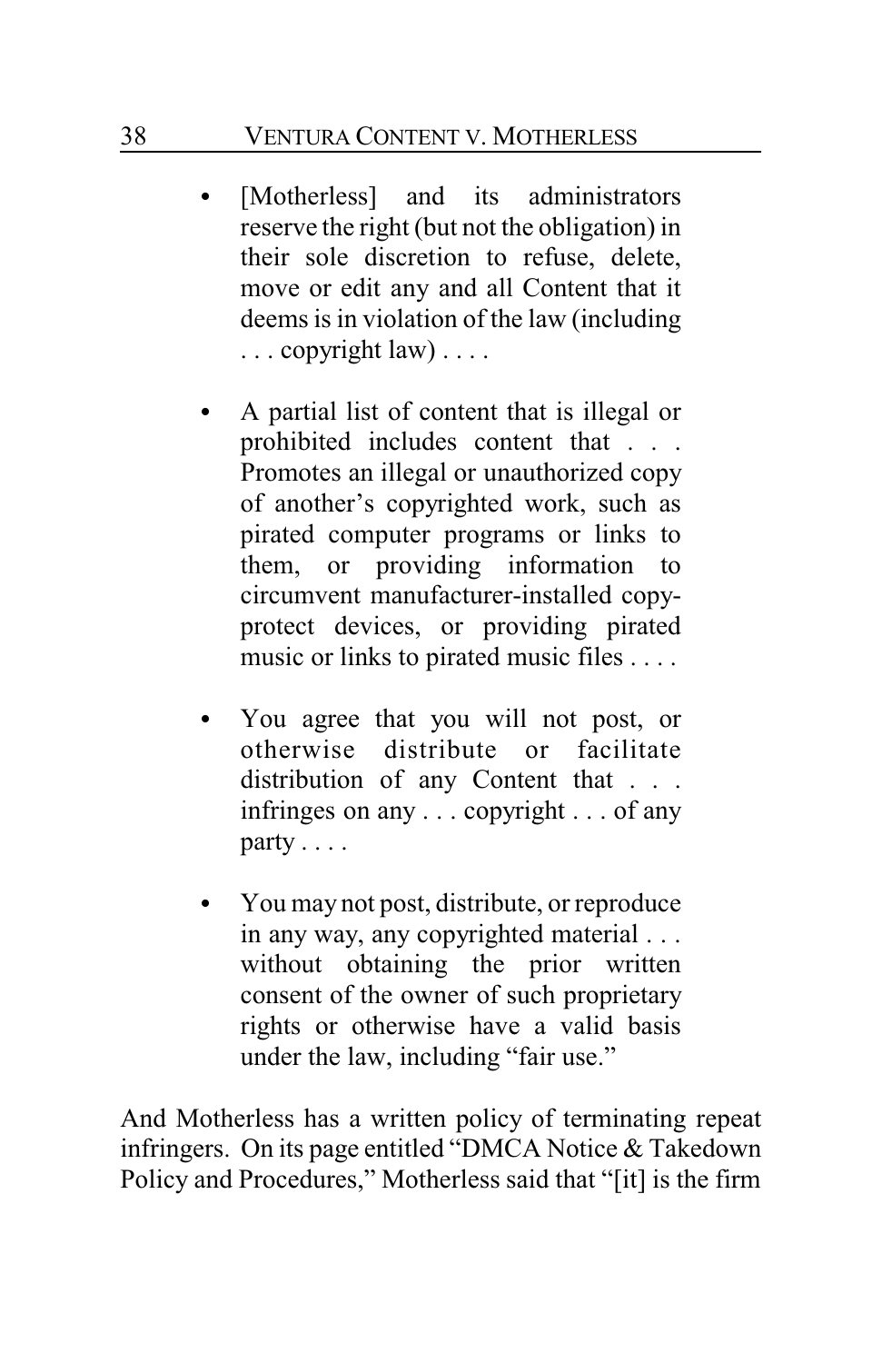- [Motherless] and its administrators reserve the right (but not the obligation) in their sole discretion to refuse, delete, move or edit any and all Content that it deems is in violation of the law (including . . . copyright law) . . . .

- A partial list of content that is illegal or prohibited includes content that . . . Promotes an illegal or unauthorized copy of another's copyrighted work, such as pirated computer programs or links to them, or providing information to circumvent manufacturer-installed copy-protect devices, or providing pirated music or links to pirated music files . . . .

- You agree that you will not post, or otherwise distribute or facilitate distribution of any Content that . . . infringes on any . . . copyright . . . of any party . . . .

- You may not post, distribute, or reproduce in any way, any copyrighted material . . . without obtaining the prior written consent of the owner of such proprietary rights or otherwise have a valid basis under the law, including "fair use."

And Motherless has a written policy of terminating repeat infringers. On its page entitled "DMCA Notice & Takedown Policy and Procedures," Motherless said that "[it] is the firm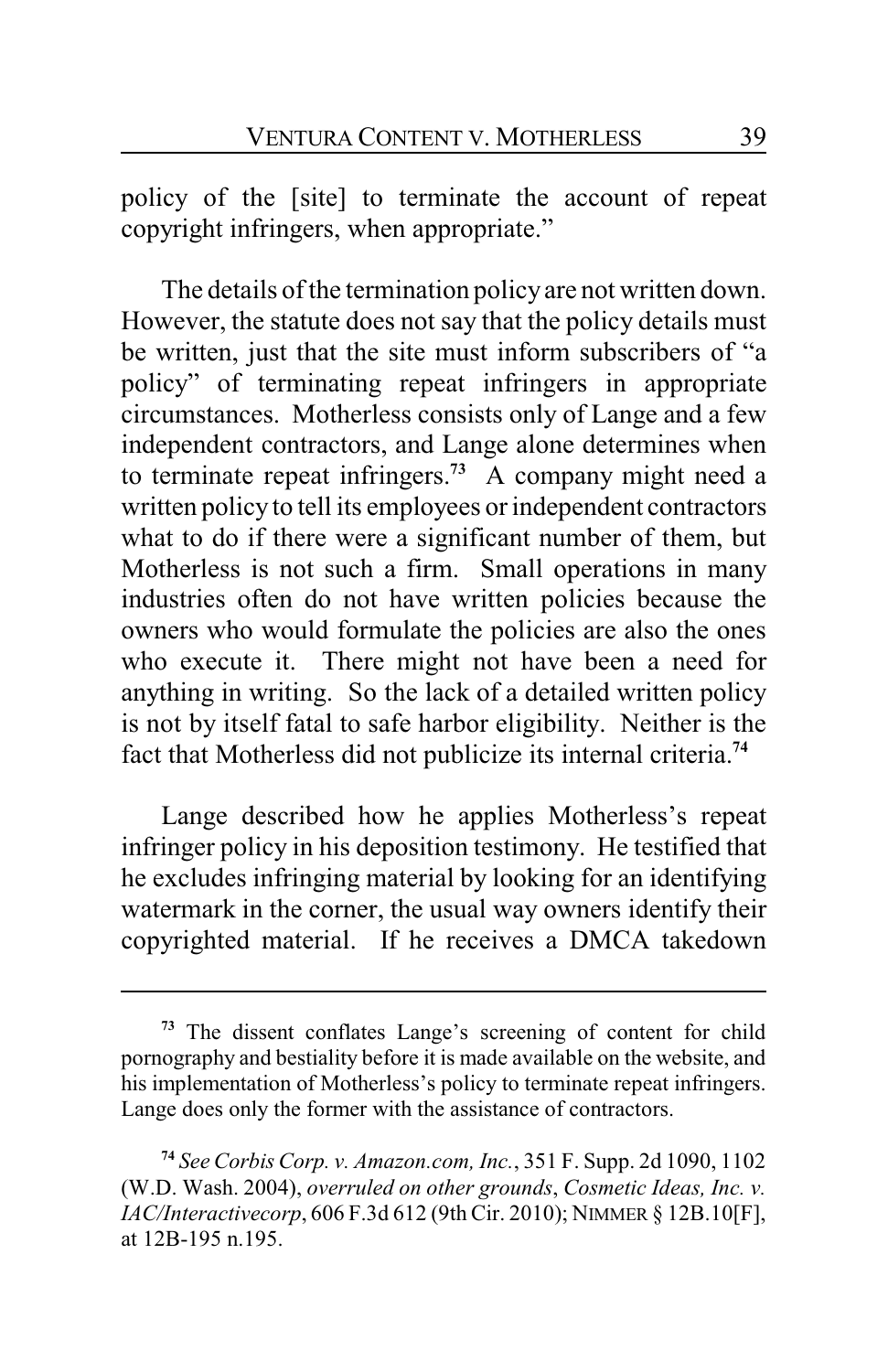policy of the [site] to terminate the account of repeat copyright infringers, when appropriate."

The details of the termination policy are not written down. However, the statute does not say that the policy details must be written, just that the site must inform subscribers of "a policy" of terminating repeat infringers in appropriate circumstances. Motherless consists only of Lange and a few independent contractors, and Lange alone determines when to terminate repeat infringers.[73] A company might need a written policy to tell its employees or independent contractors what to do if there were a significant number of them, but Motherless is not such a firm. Small operations in many industries often do not have written policies because the owners who would formulate the policies are also the ones who execute it. There might not have been a need for anything in writing. So the lack of a detailed written policy is not by itself fatal to safe harbor eligibility. Neither is the fact that Motherless did not publicize its internal criteria.[74]

Lange described how he applies Motherless's repeat infringer policy in his deposition testimony. He testified that he excludes infringing material by looking for an identifying watermark in the corner, the usual way owners identify their copyrighted material. If he receives a DMCA takedown

---

[73] The dissent conflates Lange's screening of content for child pornography and bestiality before it is made available on the website, and his implementation of Motherless's policy to terminate repeat infringers. Lange does only the former with the assistance of contractors.

[74] *See Corbis Corp. v. Amazon.com, Inc.*, 351 F. Supp. 2d 1090, 1102 (W.D. Wash. 2004), *overruled on other grounds*, *Cosmetic Ideas, Inc. v. IAC/Interactivecorp*, 606 F.3d 612 (9th Cir. 2010); NIMMER § 12B.10[F], at 12B-195 n.195.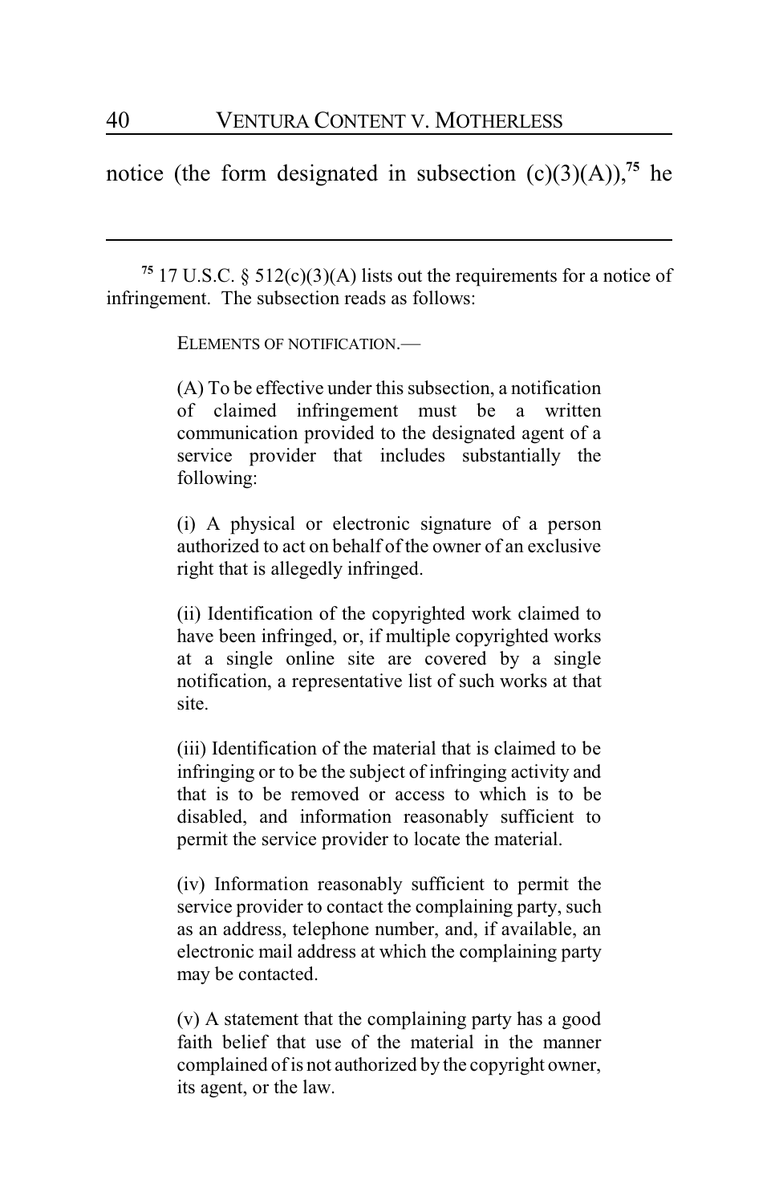notice (the form designated in subsection (c)(3)(A)),[75] he

---

[75] 17 U.S.C. § 512(c)(3)(A) lists out the requirements for a notice of infringement. The subsection reads as follows:

> ELEMENTS OF NOTIFICATION.—
>
> (A) To be effective under this subsection, a notification of claimed infringement must be a written communication provided to the designated agent of a service provider that includes substantially the following:
>
> (i) A physical or electronic signature of a person authorized to act on behalf of the owner of an exclusive right that is allegedly infringed.
>
> (ii) Identification of the copyrighted work claimed to have been infringed, or, if multiple copyrighted works at a single online site are covered by a single notification, a representative list of such works at that site.
>
> (iii) Identification of the material that is claimed to be infringing or to be the subject of infringing activity and that is to be removed or access to which is to be disabled, and information reasonably sufficient to permit the service provider to locate the material.
>
> (iv) Information reasonably sufficient to permit the service provider to contact the complaining party, such as an address, telephone number, and, if available, an electronic mail address at which the complaining party may be contacted.
>
> (v) A statement that the complaining party has a good faith belief that use of the material in the manner complained of is not authorized by the copyright owner, its agent, or the law.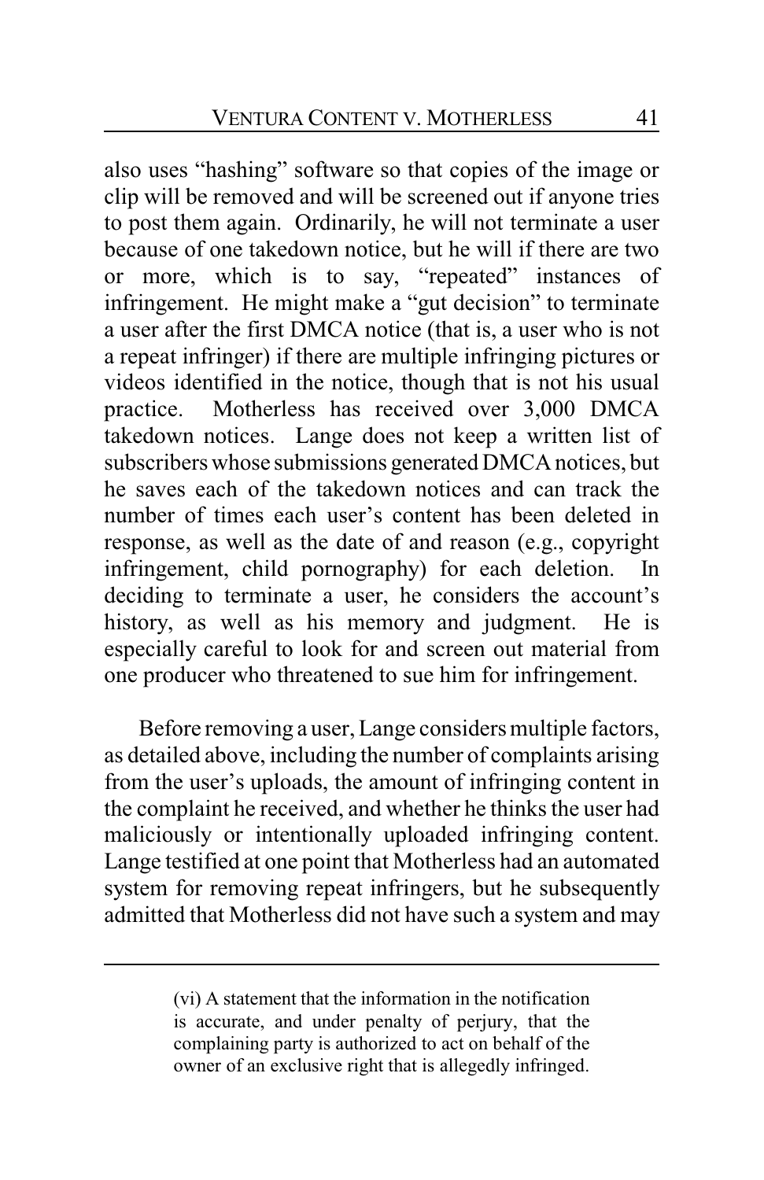also uses "hashing" software so that copies of the image or clip will be removed and will be screened out if anyone tries to post them again. Ordinarily, he will not terminate a user because of one takedown notice, but he will if there are two or more, which is to say, "repeated" instances of infringement. He might make a "gut decision" to terminate a user after the first DMCA notice (that is, a user who is not a repeat infringer) if there are multiple infringing pictures or videos identified in the notice, though that is not his usual practice. Motherless has received over 3,000 DMCA takedown notices. Lange does not keep a written list of subscribers whose submissions generated DMCA notices, but he saves each of the takedown notices and can track the number of times each user's content has been deleted in response, as well as the date of and reason (e.g., copyright infringement, child pornography) for each deletion. In deciding to terminate a user, he considers the account's history, as well as his memory and judgment. He is especially careful to look for and screen out material from one producer who threatened to sue him for infringement.

Before removing a user, Lange considers multiple factors, as detailed above, including the number of complaints arising from the user's uploads, the amount of infringing content in the complaint he received, and whether he thinks the user had maliciously or intentionally uploaded infringing content. Lange testified at one point that Motherless had an automated system for removing repeat infringers, but he subsequently admitted that Motherless did not have such a system and may

---

(vi) A statement that the information in the notification is accurate, and under penalty of perjury, that the complaining party is authorized to act on behalf of the owner of an exclusive right that is allegedly infringed.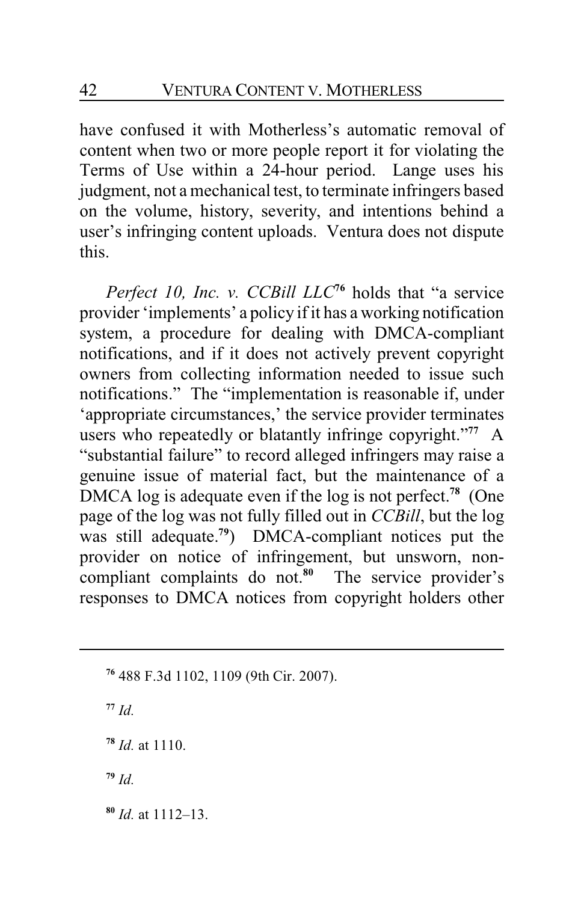have confused it with Motherless's automatic removal of content when two or more people report it for violating the Terms of Use within a 24-hour period. Lange uses his judgment, not a mechanical test, to terminate infringers based on the volume, history, severity, and intentions behind a user's infringing content uploads. Ventura does not dispute this.

*Perfect 10, Inc. v. CCBill LLC*[76] holds that "a service provider 'implements' a policy if it has a working notification system, a procedure for dealing with DMCA-compliant notifications, and if it does not actively prevent copyright owners from collecting information needed to issue such notifications." The "implementation is reasonable if, under 'appropriate circumstances,' the service provider terminates users who repeatedly or blatantly infringe copyright."[77] A "substantial failure" to record alleged infringers may raise a genuine issue of material fact, but the maintenance of a DMCA log is adequate even if the log is not perfect.[78] (One page of the log was not fully filled out in *CCBill*, but the log was still adequate.[79]) DMCA-compliant notices put the provider on notice of infringement, but unsworn, non-compliant complaints do not.[80] The service provider's responses to DMCA notices from copyright holders other

---

[76] 488 F.3d 1102, 1109 (9th Cir. 2007).

[77] *Id.*

[78] *Id.* at 1110.

[79] *Id.*

[80] *Id.* at 1112–13.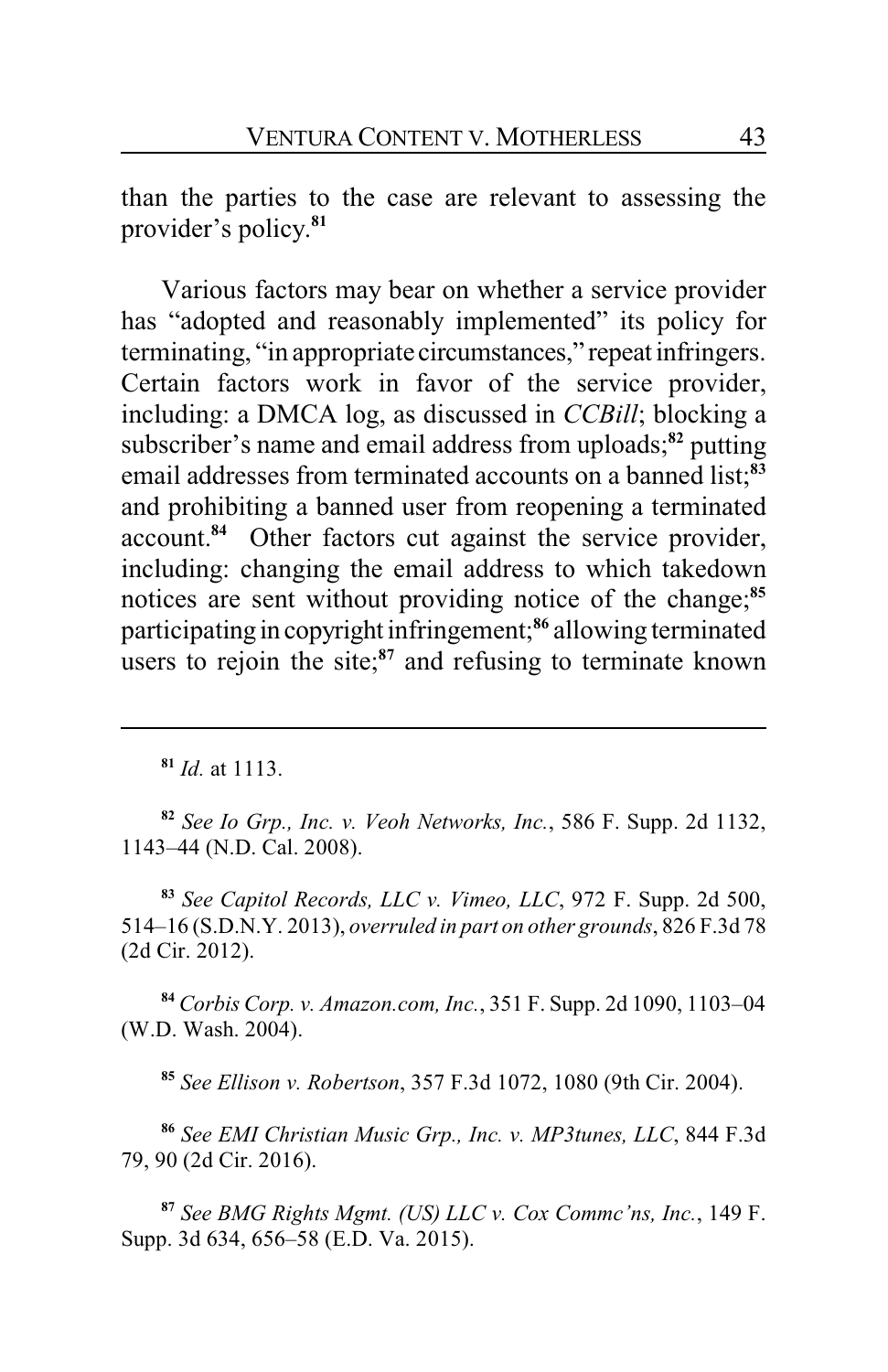than the parties to the case are relevant to assessing the provider's policy.[81]

Various factors may bear on whether a service provider has "adopted and reasonably implemented" its policy for terminating, "in appropriate circumstances," repeat infringers. Certain factors work in favor of the service provider, including: a DMCA log, as discussed in *CCBill*; blocking a subscriber's name and email address from uploads;[82] putting email addresses from terminated accounts on a banned list;[83] and prohibiting a banned user from reopening a terminated account.[84] Other factors cut against the service provider, including: changing the email address to which takedown notices are sent without providing notice of the change;[85] participating in copyright infringement;[86] allowing terminated users to rejoin the site;[87] and refusing to terminate known

---

[81] *Id.* at 1113.

[82] *See Io Grp., Inc. v. Veoh Networks, Inc.*, 586 F. Supp. 2d 1132, 1143–44 (N.D. Cal. 2008).

[83] *See Capitol Records, LLC v. Vimeo, LLC*, 972 F. Supp. 2d 500, 514–16 (S.D.N.Y. 2013), *overruled in part on other grounds*, 826 F.3d 78 (2d Cir. 2012).

[84] *Corbis Corp. v. Amazon.com, Inc.*, 351 F. Supp. 2d 1090, 1103–04 (W.D. Wash. 2004).

[85] *See Ellison v. Robertson*, 357 F.3d 1072, 1080 (9th Cir. 2004).

[86] *See EMI Christian Music Grp., Inc. v. MP3tunes, LLC*, 844 F.3d 79, 90 (2d Cir. 2016).

[87] *See BMG Rights Mgmt. (US) LLC v. Cox Commc'ns, Inc.*, 149 F. Supp. 3d 634, 656–58 (E.D. Va. 2015).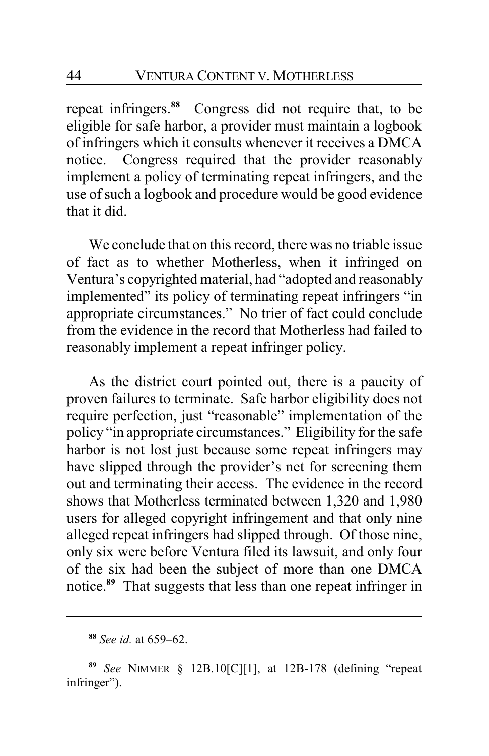repeat infringers.[88] Congress did not require that, to be eligible for safe harbor, a provider must maintain a logbook of infringers which it consults whenever it receives a DMCA notice. Congress required that the provider reasonably implement a policy of terminating repeat infringers, and the use of such a logbook and procedure would be good evidence that it did.

We conclude that on this record, there was no triable issue of fact as to whether Motherless, when it infringed on Ventura's copyrighted material, had "adopted and reasonably implemented" its policy of terminating repeat infringers "in appropriate circumstances." No trier of fact could conclude from the evidence in the record that Motherless had failed to reasonably implement a repeat infringer policy.

As the district court pointed out, there is a paucity of proven failures to terminate. Safe harbor eligibility does not require perfection, just "reasonable" implementation of the policy "in appropriate circumstances." Eligibility for the safe harbor is not lost just because some repeat infringers may have slipped through the provider's net for screening them out and terminating their access. The evidence in the record shows that Motherless terminated between 1,320 and 1,980 users for alleged copyright infringement and that only nine alleged repeat infringers had slipped through. Of those nine, only six were before Ventura filed its lawsuit, and only four of the six had been the subject of more than one DMCA notice.[89] That suggests that less than one repeat infringer in

---

[88] *See id.* at 659–62.

[89] *See* NIMMER § 12B.10[C][1], at 12B-178 (defining "repeat infringer").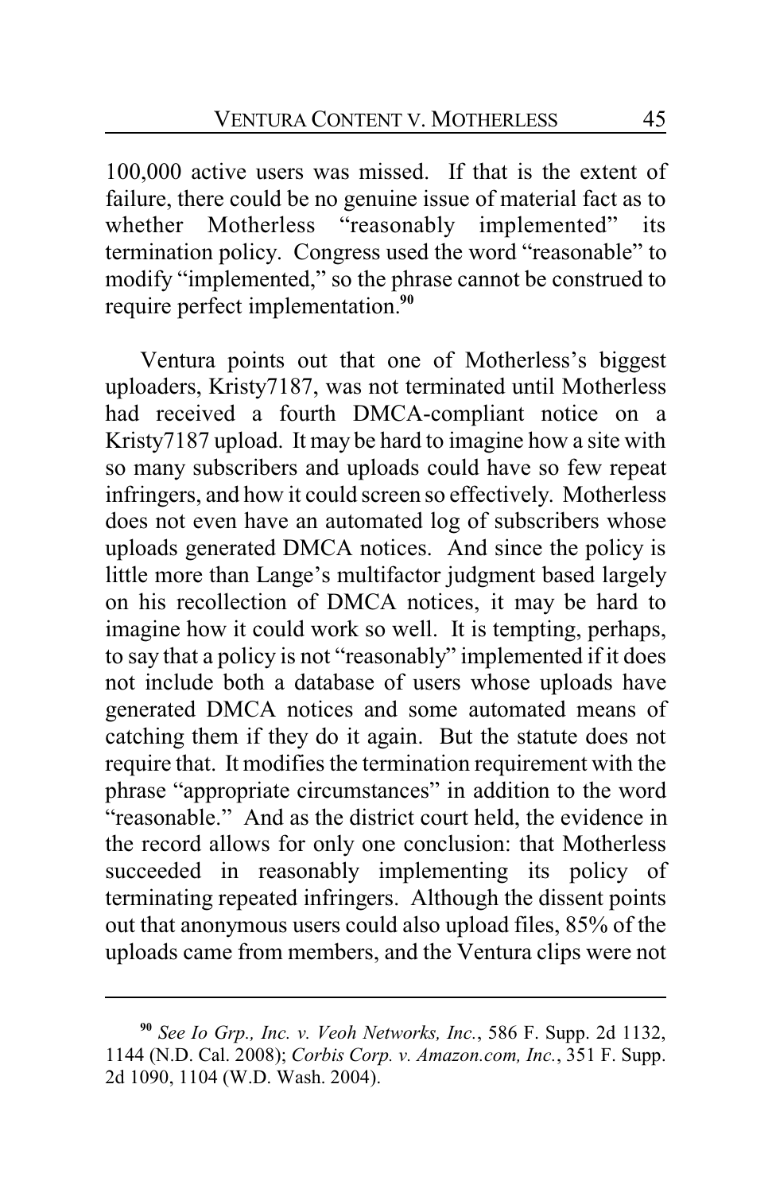100,000 active users was missed. If that is the extent of failure, there could be no genuine issue of material fact as to whether Motherless "reasonably implemented" its termination policy. Congress used the word "reasonable" to modify "implemented," so the phrase cannot be construed to require perfect implementation.[90]

Ventura points out that one of Motherless's biggest uploaders, Kristy7187, was not terminated until Motherless had received a fourth DMCA-compliant notice on a Kristy7187 upload. It may be hard to imagine how a site with so many subscribers and uploads could have so few repeat infringers, and how it could screen so effectively. Motherless does not even have an automated log of subscribers whose uploads generated DMCA notices. And since the policy is little more than Lange's multifactor judgment based largely on his recollection of DMCA notices, it may be hard to imagine how it could work so well. It is tempting, perhaps, to say that a policy is not "reasonably" implemented if it does not include both a database of users whose uploads have generated DMCA notices and some automated means of catching them if they do it again. But the statute does not require that. It modifies the termination requirement with the phrase "appropriate circumstances" in addition to the word "reasonable." And as the district court held, the evidence in the record allows for only one conclusion: that Motherless succeeded in reasonably implementing its policy of terminating repeated infringers. Although the dissent points out that anonymous users could also upload files, 85% of the uploads came from members, and the Ventura clips were not

---

[90] *See Io Grp., Inc. v. Veoh Networks, Inc.*, 586 F. Supp. 2d 1132, 1144 (N.D. Cal. 2008); *Corbis Corp. v. Amazon.com, Inc.*, 351 F. Supp. 2d 1090, 1104 (W.D. Wash. 2004).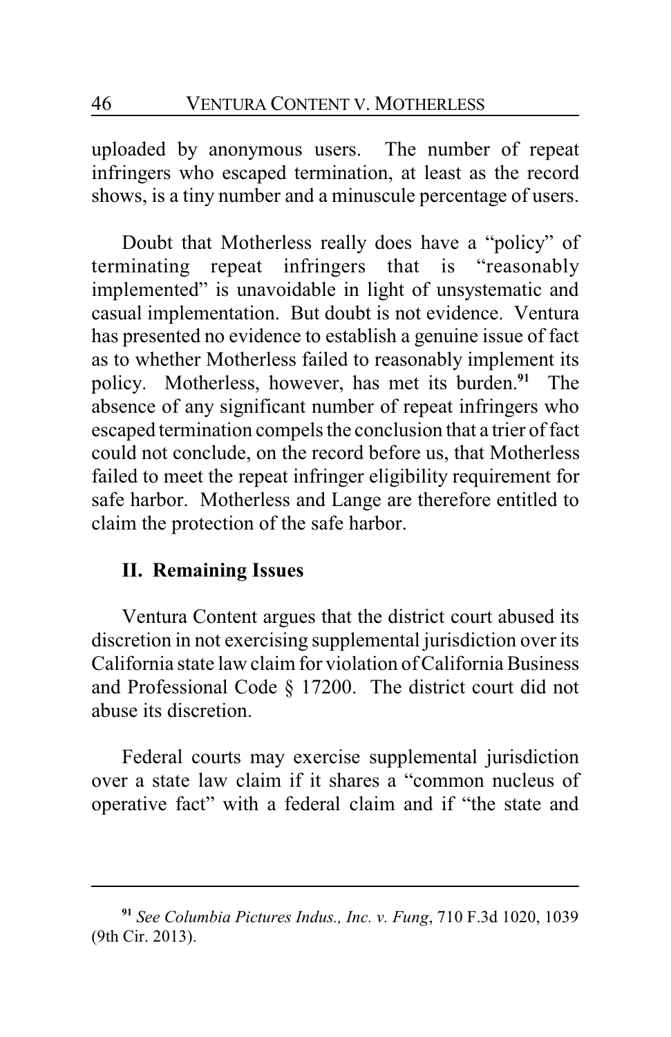uploaded by anonymous users. The number of repeat infringers who escaped termination, at least as the record shows, is a tiny number and a minuscule percentage of users.

Doubt that Motherless really does have a "policy" of terminating repeat infringers that is "reasonably implemented" is unavoidable in light of unsystematic and casual implementation. But doubt is not evidence. Ventura has presented no evidence to establish a genuine issue of fact as to whether Motherless failed to reasonably implement its policy. Motherless, however, has met its burden.[91] The absence of any significant number of repeat infringers who escaped termination compels the conclusion that a trier of fact could not conclude, on the record before us, that Motherless failed to meet the repeat infringer eligibility requirement for safe harbor. Motherless and Lange are therefore entitled to claim the protection of the safe harbor.

## II. Remaining Issues

Ventura Content argues that the district court abused its discretion in not exercising supplemental jurisdiction over its California state law claim for violation of California Business and Professional Code § 17200. The district court did not abuse its discretion.

Federal courts may exercise supplemental jurisdiction over a state law claim if it shares a "common nucleus of operative fact" with a federal claim and if "the state and

---

[91] *See Columbia Pictures Indus., Inc. v. Fung*, 710 F.3d 1020, 1039 (9th Cir. 2013).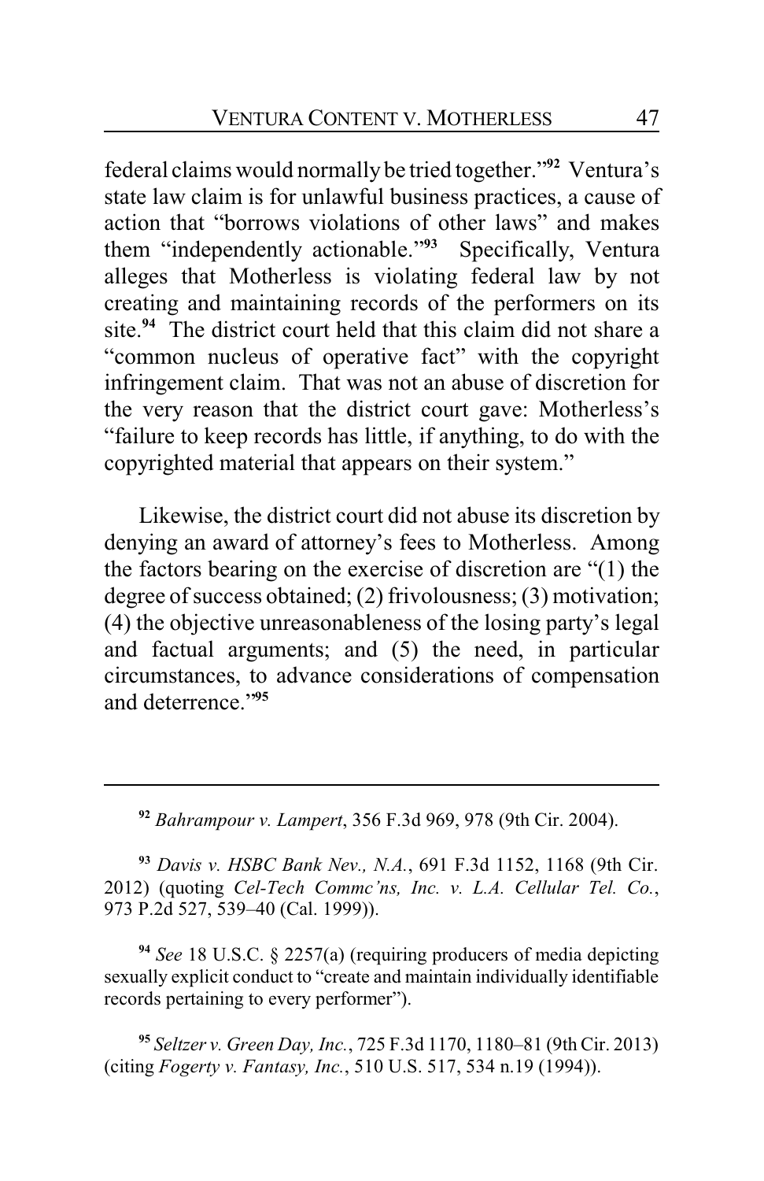federal claims would normally be tried together."[92] Ventura's state law claim is for unlawful business practices, a cause of action that "borrows violations of other laws" and makes them "independently actionable."[93] Specifically, Ventura alleges that Motherless is violating federal law by not creating and maintaining records of the performers on its site.[94] The district court held that this claim did not share a "common nucleus of operative fact" with the copyright infringement claim. That was not an abuse of discretion for the very reason that the district court gave: Motherless's "failure to keep records has little, if anything, to do with the copyrighted material that appears on their system."

Likewise, the district court did not abuse its discretion by denying an award of attorney's fees to Motherless. Among the factors bearing on the exercise of discretion are "(1) the degree of success obtained; (2) frivolousness; (3) motivation; (4) the objective unreasonableness of the losing party's legal and factual arguments; and (5) the need, in particular circumstances, to advance considerations of compensation and deterrence."[95]

---

[92] *Bahrampour v. Lampert*, 356 F.3d 969, 978 (9th Cir. 2004).

[93] *Davis v. HSBC Bank Nev., N.A.*, 691 F.3d 1152, 1168 (9th Cir. 2012) (quoting *Cel-Tech Commc'ns, Inc. v. L.A. Cellular Tel. Co.*, 973 P.2d 527, 539–40 (Cal. 1999)).

[94] *See* 18 U.S.C. § 2257(a) (requiring producers of media depicting sexually explicit conduct to "create and maintain individually identifiable records pertaining to every performer").

[95] *Seltzer v. Green Day, Inc.*, 725 F.3d 1170, 1180–81 (9th Cir. 2013) (citing *Fogerty v. Fantasy, Inc.*, 510 U.S. 517, 534 n.19 (1994)).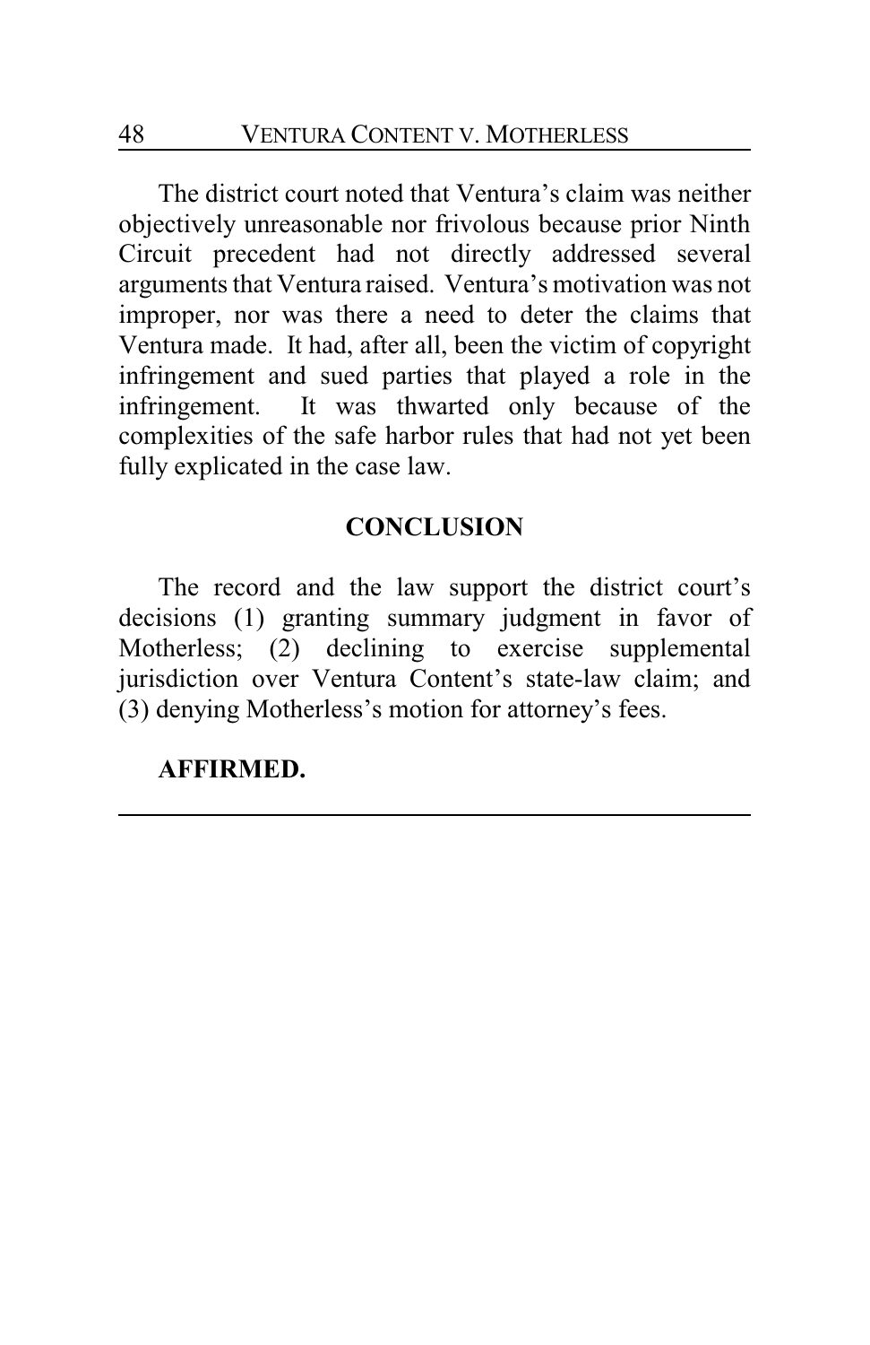The district court noted that Ventura's claim was neither objectively unreasonable nor frivolous because prior Ninth Circuit precedent had not directly addressed several arguments that Ventura raised. Ventura's motivation was not improper, nor was there a need to deter the claims that Ventura made. It had, after all, been the victim of copyright infringement and sued parties that played a role in the infringement. It was thwarted only because of the complexities of the safe harbor rules that had not yet been fully explicated in the case law.

## CONCLUSION

The record and the law support the district court's decisions (1) granting summary judgment in favor of Motherless; (2) declining to exercise supplemental jurisdiction over Ventura Content's state-law claim; and (3) denying Motherless's motion for attorney's fees.

**AFFIRMED.**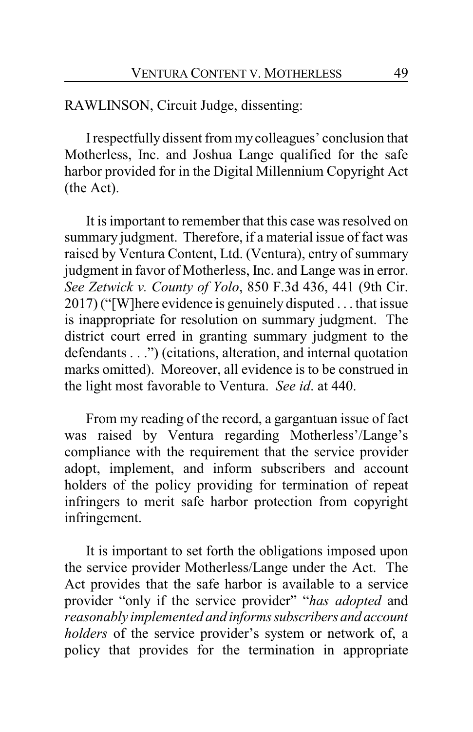RAWLINSON, Circuit Judge, dissenting:

I respectfully dissent from my colleagues' conclusion that Motherless, Inc. and Joshua Lange qualified for the safe harbor provided for in the Digital Millennium Copyright Act (the Act).

It is important to remember that this case was resolved on summary judgment. Therefore, if a material issue of fact was raised by Ventura Content, Ltd. (Ventura), entry of summary judgment in favor of Motherless, Inc. and Lange was in error. *See Zetwick v. County of Yolo*, 850 F.3d 436, 441 (9th Cir. 2017) ("[W]here evidence is genuinely disputed . . . that issue is inappropriate for resolution on summary judgment. The district court erred in granting summary judgment to the defendants . . .") (citations, alteration, and internal quotation marks omitted). Moreover, all evidence is to be construed in the light most favorable to Ventura. *See id*. at 440.

From my reading of the record, a gargantuan issue of fact was raised by Ventura regarding Motherless'/Lange's compliance with the requirement that the service provider adopt, implement, and inform subscribers and account holders of the policy providing for termination of repeat infringers to merit safe harbor protection from copyright infringement.

It is important to set forth the obligations imposed upon the service provider Motherless/Lange under the Act. The Act provides that the safe harbor is available to a service provider "only if the service provider" "*has adopted* and *reasonably implemented and informs subscribers and account holders* of the service provider's system or network of, a policy that provides for the termination in appropriate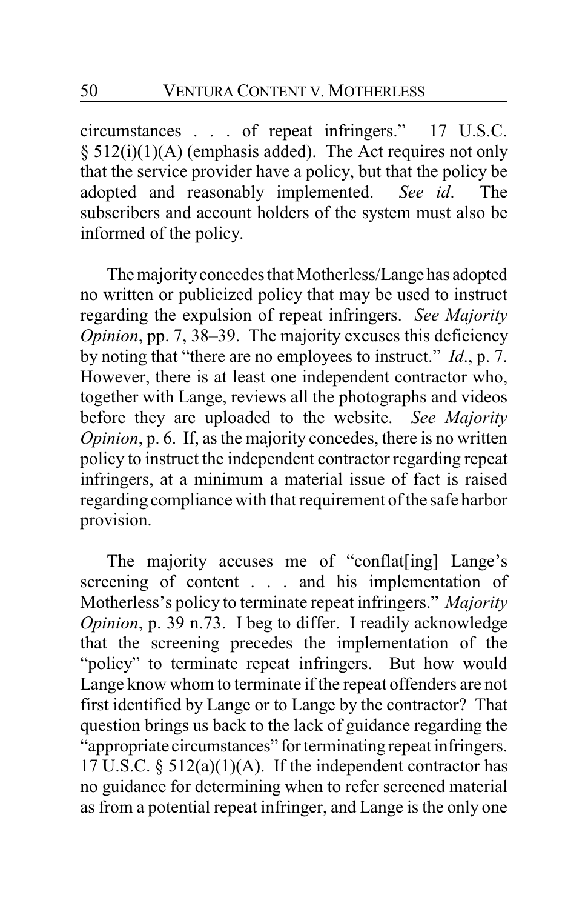circumstances . . . of repeat infringers." 17 U.S.C. § 512(i)(1)(A) (emphasis added). The Act requires not only that the service provider have a policy, but that the policy be adopted and reasonably implemented. *See id*. The subscribers and account holders of the system must also be informed of the policy.

The majority concedes that Motherless/Lange has adopted no written or publicized policy that may be used to instruct regarding the expulsion of repeat infringers. *See Majority Opinion*, pp. 7, 38–39. The majority excuses this deficiency by noting that "there are no employees to instruct." *Id*., p. 7. However, there is at least one independent contractor who, together with Lange, reviews all the photographs and videos before they are uploaded to the website. *See Majority Opinion*, p. 6. If, as the majority concedes, there is no written policy to instruct the independent contractor regarding repeat infringers, at a minimum a material issue of fact is raised regarding compliance with that requirement of the safe harbor provision.

The majority accuses me of "conflat[ing] Lange's screening of content . . . and his implementation of Motherless's policy to terminate repeat infringers." *Majority Opinion*, p. 39 n.73. I beg to differ. I readily acknowledge that the screening precedes the implementation of the "policy" to terminate repeat infringers. But how would Lange know whom to terminate if the repeat offenders are not first identified by Lange or to Lange by the contractor? That question brings us back to the lack of guidance regarding the "appropriate circumstances" for terminating repeat infringers. 17 U.S.C. § 512(a)(1)(A). If the independent contractor has no guidance for determining when to refer screened material as from a potential repeat infringer, and Lange is the only one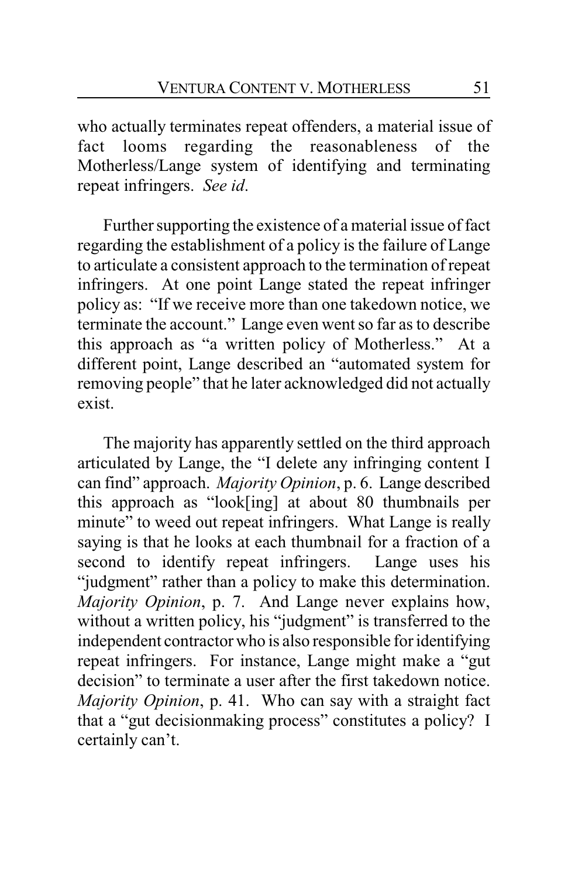who actually terminates repeat offenders, a material issue of fact looms regarding the reasonableness of the Motherless/Lange system of identifying and terminating repeat infringers. *See id.*

Further supporting the existence of a material issue of fact regarding the establishment of a policy is the failure of Lange to articulate a consistent approach to the termination of repeat infringers. At one point Lange stated the repeat infringer policy as: "If we receive more than one takedown notice, we terminate the account." Lange even went so far as to describe this approach as "a written policy of Motherless." At a different point, Lange described an "automated system for removing people" that he later acknowledged did not actually exist.

The majority has apparently settled on the third approach articulated by Lange, the "I delete any infringing content I can find" approach. *Majority Opinion*, p. 6. Lange described this approach as "look[ing] at about 80 thumbnails per minute" to weed out repeat infringers. What Lange is really saying is that he looks at each thumbnail for a fraction of a second to identify repeat infringers. Lange uses his "judgment" rather than a policy to make this determination. *Majority Opinion*, p. 7. And Lange never explains how, without a written policy, his "judgment" is transferred to the independent contractor who is also responsible for identifying repeat infringers. For instance, Lange might make a "gut decision" to terminate a user after the first takedown notice. *Majority Opinion*, p. 41. Who can say with a straight fact that a "gut decisionmaking process" constitutes a policy? I certainly can't.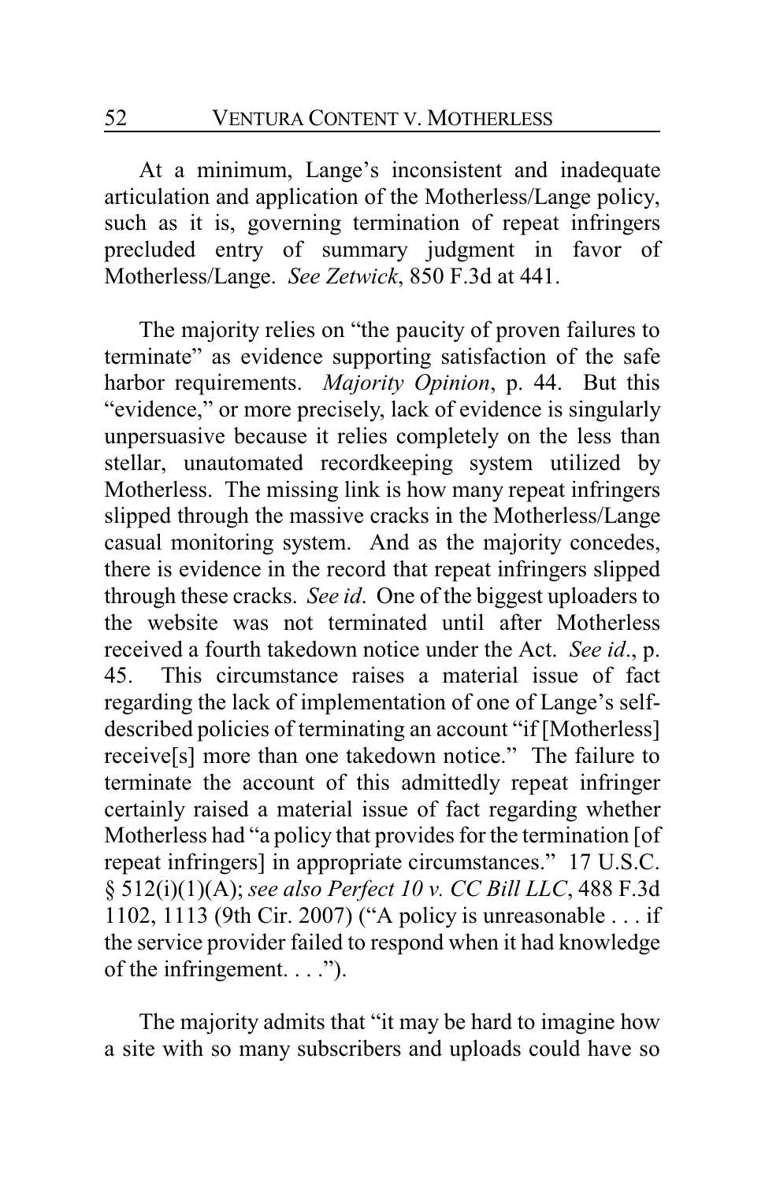At a minimum, Lange's inconsistent and inadequate articulation and application of the Motherless/Lange policy, such as it is, governing termination of repeat infringers precluded entry of summary judgment in favor of Motherless/Lange. *See Zetwick*, 850 F.3d at 441.

The majority relies on "the paucity of proven failures to terminate" as evidence supporting satisfaction of the safe harbor requirements. *Majority Opinion*, p. 44. But this "evidence," or more precisely, lack of evidence is singularly unpersuasive because it relies completely on the less than stellar, unautomated recordkeeping system utilized by Motherless. The missing link is how many repeat infringers slipped through the massive cracks in the Motherless/Lange casual monitoring system. And as the majority concedes, there is evidence in the record that repeat infringers slipped through these cracks. *See id*. One of the biggest uploaders to the website was not terminated until after Motherless received a fourth takedown notice under the Act. *See id*., p. 45. This circumstance raises a material issue of fact regarding the lack of implementation of one of Lange's self-described policies of terminating an account "if [Motherless] receive[s] more than one takedown notice." The failure to terminate the account of this admittedly repeat infringer certainly raised a material issue of fact regarding whether Motherless had "a policy that provides for the termination [of repeat infringers] in appropriate circumstances." 17 U.S.C. § 512(i)(1)(A); *see also Perfect 10 v. CC Bill LLC*, 488 F.3d 1102, 1113 (9th Cir. 2007) ("A policy is unreasonable . . . if the service provider failed to respond when it had knowledge of the infringement. . . .").

The majority admits that "it may be hard to imagine how a site with so many subscribers and uploads could have so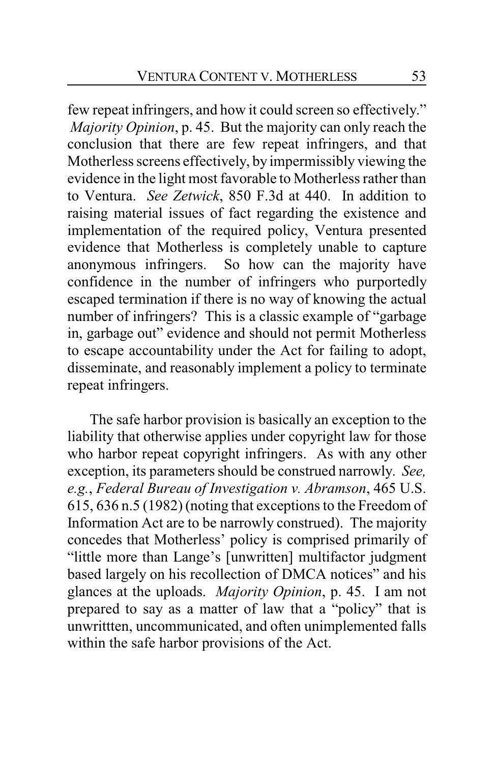few repeat infringers, and how it could screen so effectively." *Majority Opinion*, p. 45. But the majority can only reach the conclusion that there are few repeat infringers, and that Motherless screens effectively, by impermissibly viewing the evidence in the light most favorable to Motherless rather than to Ventura. *See Zetwick*, 850 F.3d at 440. In addition to raising material issues of fact regarding the existence and implementation of the required policy, Ventura presented evidence that Motherless is completely unable to capture anonymous infringers. So how can the majority have confidence in the number of infringers who purportedly escaped termination if there is no way of knowing the actual number of infringers? This is a classic example of "garbage in, garbage out" evidence and should not permit Motherless to escape accountability under the Act for failing to adopt, disseminate, and reasonably implement a policy to terminate repeat infringers.

The safe harbor provision is basically an exception to the liability that otherwise applies under copyright law for those who harbor repeat copyright infringers. As with any other exception, its parameters should be construed narrowly. *See, e.g.*, *Federal Bureau of Investigation v. Abramson*, 465 U.S. 615, 636 n.5 (1982) (noting that exceptions to the Freedom of Information Act are to be narrowly construed). The majority concedes that Motherless' policy is comprised primarily of "little more than Lange's [unwritten] multifactor judgment based largely on his recollection of DMCA notices" and his glances at the uploads. *Majority Opinion*, p. 45. I am not prepared to say as a matter of law that a "policy" that is unwrittten, uncommunicated, and often unimplemented falls within the safe harbor provisions of the Act.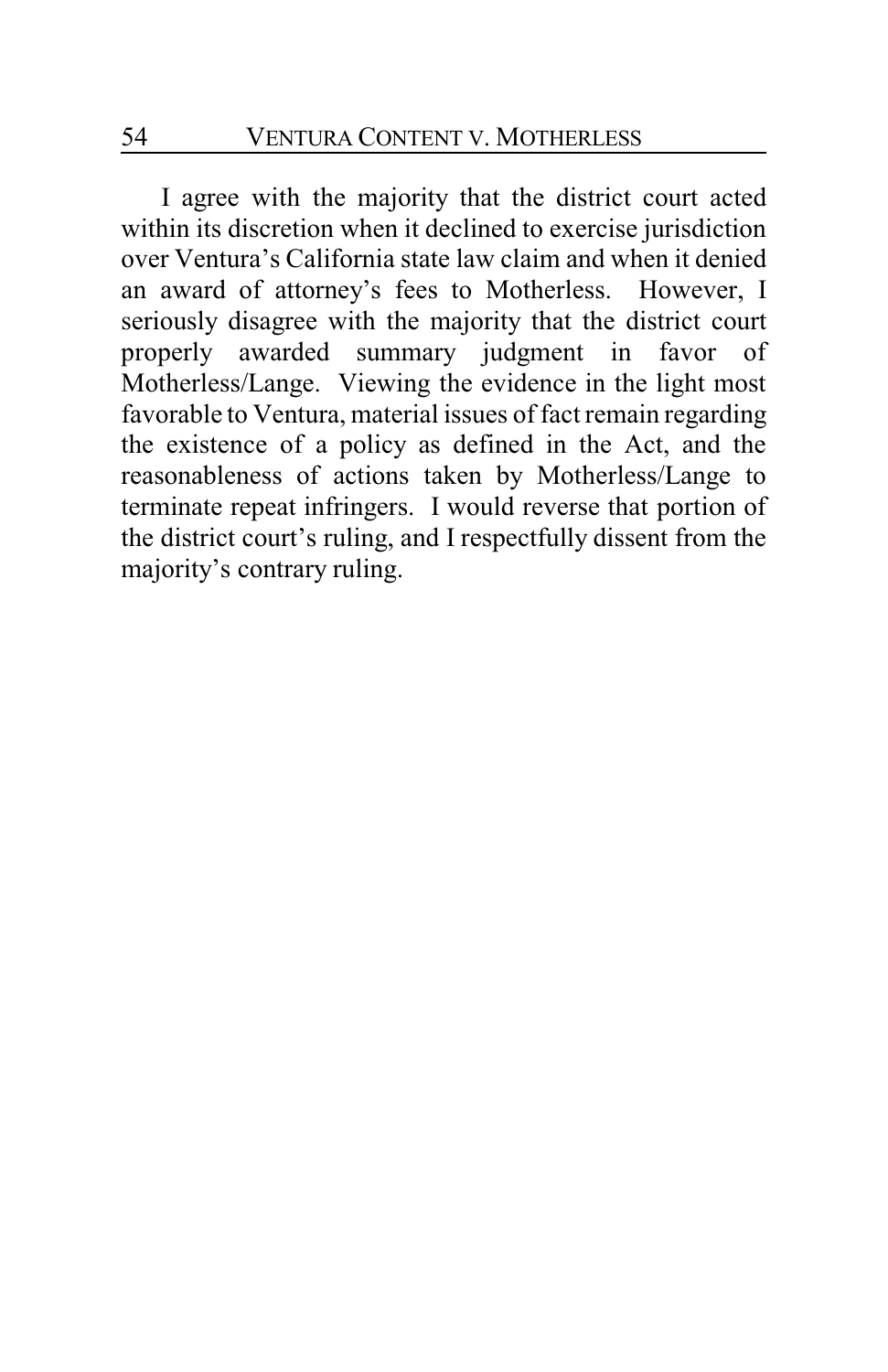I agree with the majority that the district court acted within its discretion when it declined to exercise jurisdiction over Ventura's California state law claim and when it denied an award of attorney's fees to Motherless. However, I seriously disagree with the majority that the district court properly awarded summary judgment in favor of Motherless/Lange. Viewing the evidence in the light most favorable to Ventura, material issues of fact remain regarding the existence of a policy as defined in the Act, and the reasonableness of actions taken by Motherless/Lange to terminate repeat infringers. I would reverse that portion of the district court's ruling, and I respectfully dissent from the majority's contrary ruling.